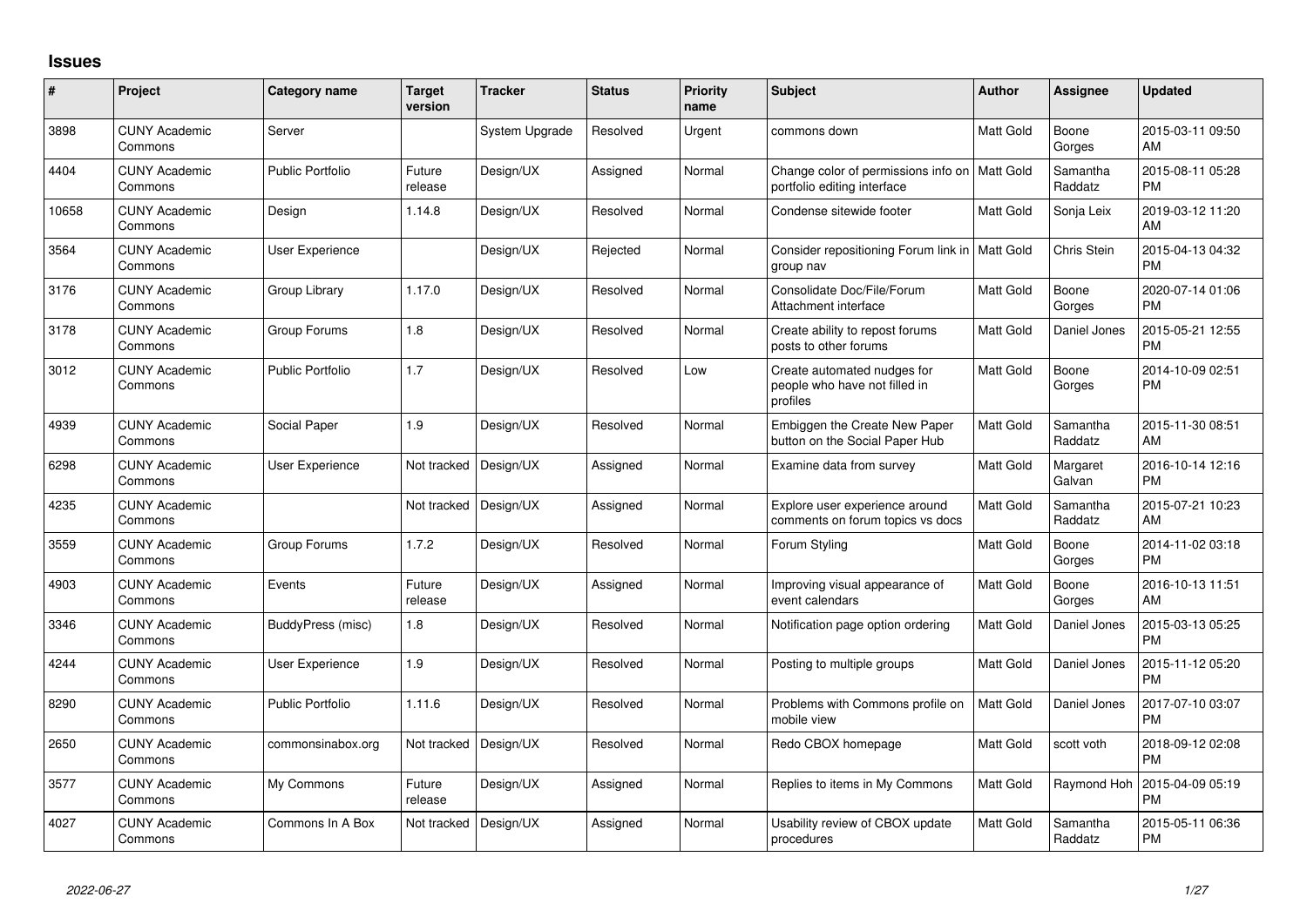# Issues

| # | Project | Category name | Target version | Tracker | Status | Priority name | Subject | Author | Assignee | Updated |
|---|---|---|---|---|---|---|---|---|---|---|
| 3898 | CUNY Academic Commons | Server | | System Upgrade | Resolved | Urgent | commons down | Matt Gold | Boone Gorges | 2015-03-11 09:50 AM |
| 4404 | CUNY Academic Commons | Public Portfolio | Future release | Design/UX | Assigned | Normal | Change color of permissions info on portfolio editing interface | Matt Gold | Samantha Raddatz | 2015-08-11 05:28 PM |
| 10658 | CUNY Academic Commons | Design | 1.14.8 | Design/UX | Resolved | Normal | Condense sitewide footer | Matt Gold | Sonja Leix | 2019-03-12 11:20 AM |
| 3564 | CUNY Academic Commons | User Experience | | Design/UX | Rejected | Normal | Consider repositioning Forum link in group nav | Matt Gold | Chris Stein | 2015-04-13 04:32 PM |
| 3176 | CUNY Academic Commons | Group Library | 1.17.0 | Design/UX | Resolved | Normal | Consolidate Doc/File/Forum Attachment interface | Matt Gold | Boone Gorges | 2020-07-14 01:06 PM |
| 3178 | CUNY Academic Commons | Group Forums | 1.8 | Design/UX | Resolved | Normal | Create ability to repost forums posts to other forums | Matt Gold | Daniel Jones | 2015-05-21 12:55 PM |
| 3012 | CUNY Academic Commons | Public Portfolio | 1.7 | Design/UX | Resolved | Low | Create automated nudges for people who have not filled in profiles | Matt Gold | Boone Gorges | 2014-10-09 02:51 PM |
| 4939 | CUNY Academic Commons | Social Paper | 1.9 | Design/UX | Resolved | Normal | Embiggen the Create New Paper button on the Social Paper Hub | Matt Gold | Samantha Raddatz | 2015-11-30 08:51 AM |
| 6298 | CUNY Academic Commons | User Experience | Not tracked | Design/UX | Assigned | Normal | Examine data from survey | Matt Gold | Margaret Galvan | 2016-10-14 12:16 PM |
| 4235 | CUNY Academic Commons | | Not tracked | Design/UX | Assigned | Normal | Explore user experience around comments on forum topics vs docs | Matt Gold | Samantha Raddatz | 2015-07-21 10:23 AM |
| 3559 | CUNY Academic Commons | Group Forums | 1.7.2 | Design/UX | Resolved | Normal | Forum Styling | Matt Gold | Boone Gorges | 2014-11-02 03:18 PM |
| 4903 | CUNY Academic Commons | Events | Future release | Design/UX | Assigned | Normal | Improving visual appearance of event calendars | Matt Gold | Boone Gorges | 2016-10-13 11:51 AM |
| 3346 | CUNY Academic Commons | BuddyPress (misc) | 1.8 | Design/UX | Resolved | Normal | Notification page option ordering | Matt Gold | Daniel Jones | 2015-03-13 05:25 PM |
| 4244 | CUNY Academic Commons | User Experience | 1.9 | Design/UX | Resolved | Normal | Posting to multiple groups | Matt Gold | Daniel Jones | 2015-11-12 05:20 PM |
| 8290 | CUNY Academic Commons | Public Portfolio | 1.11.6 | Design/UX | Resolved | Normal | Problems with Commons profile on mobile view | Matt Gold | Daniel Jones | 2017-07-10 03:07 PM |
| 2650 | CUNY Academic Commons | commonsinabox.org | Not tracked | Design/UX | Resolved | Normal | Redo CBOX homepage | Matt Gold | scott voth | 2018-09-12 02:08 PM |
| 3577 | CUNY Academic Commons | My Commons | Future release | Design/UX | Assigned | Normal | Replies to items in My Commons | Matt Gold | Raymond Hoh | 2015-04-09 05:19 PM |
| 4027 | CUNY Academic Commons | Commons In A Box | Not tracked | Design/UX | Assigned | Normal | Usability review of CBOX update procedures | Matt Gold | Samantha Raddatz | 2015-05-11 06:36 PM |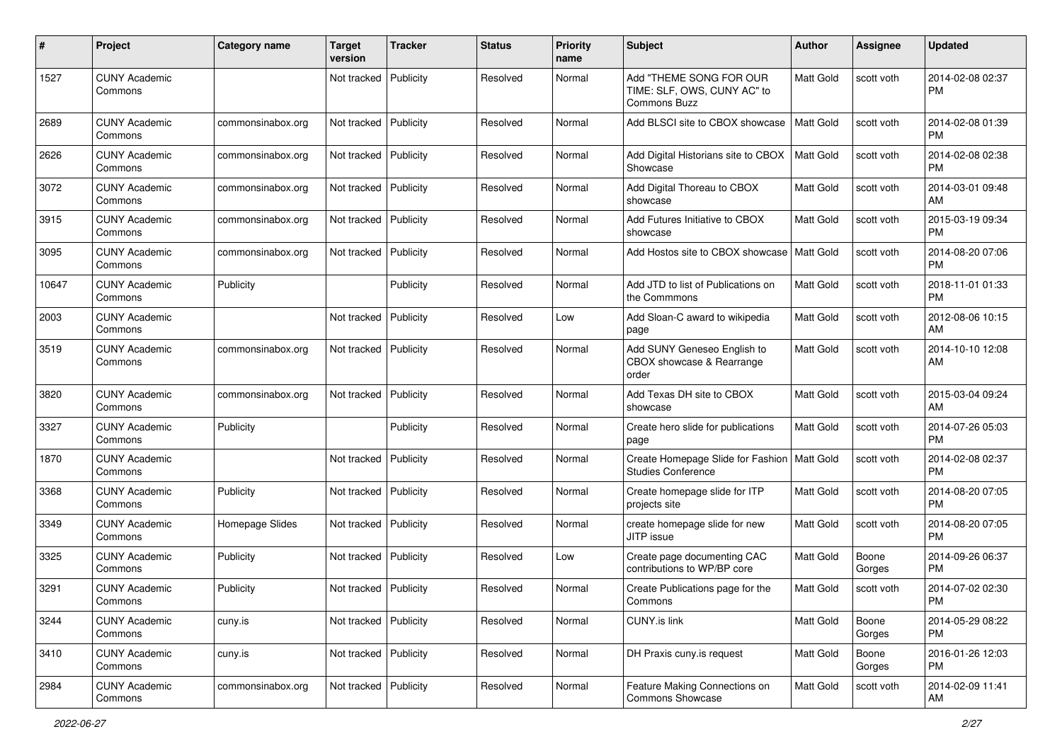| # | Project | Category name | Target version | Tracker | Status | Priority name | Subject | Author | Assignee | Updated |
|---|---|---|---|---|---|---|---|---|---|---|
| 1527 | CUNY Academic Commons | | Not tracked | Publicity | Resolved | Normal | Add "THEME SONG FOR OUR TIME: SLF, OWS, CUNY AC" to Commons Buzz | Matt Gold | scott voth | 2014-02-08 02:37 PM |
| 2689 | CUNY Academic Commons | commonsinabox.org | Not tracked | Publicity | Resolved | Normal | Add BLSCI site to CBOX showcase | Matt Gold | scott voth | 2014-02-08 01:39 PM |
| 2626 | CUNY Academic Commons | commonsinabox.org | Not tracked | Publicity | Resolved | Normal | Add Digital Historians site to CBOX Showcase | Matt Gold | scott voth | 2014-02-08 02:38 PM |
| 3072 | CUNY Academic Commons | commonsinabox.org | Not tracked | Publicity | Resolved | Normal | Add Digital Thoreau to CBOX showcase | Matt Gold | scott voth | 2014-03-01 09:48 AM |
| 3915 | CUNY Academic Commons | commonsinabox.org | Not tracked | Publicity | Resolved | Normal | Add Futures Initiative to CBOX showcase | Matt Gold | scott voth | 2015-03-19 09:34 PM |
| 3095 | CUNY Academic Commons | commonsinabox.org | Not tracked | Publicity | Resolved | Normal | Add Hostos site to CBOX showcase | Matt Gold | scott voth | 2014-08-20 07:06 PM |
| 10647 | CUNY Academic Commons | Publicity | | Publicity | Resolved | Normal | Add JTD to list of Publications on the Commmons | Matt Gold | scott voth | 2018-11-01 01:33 PM |
| 2003 | CUNY Academic Commons | | Not tracked | Publicity | Resolved | Low | Add Sloan-C award to wikipedia page | Matt Gold | scott voth | 2012-08-06 10:15 AM |
| 3519 | CUNY Academic Commons | commonsinabox.org | Not tracked | Publicity | Resolved | Normal | Add SUNY Geneseo English to CBOX showcase & Rearrange order | Matt Gold | scott voth | 2014-10-10 12:08 AM |
| 3820 | CUNY Academic Commons | commonsinabox.org | Not tracked | Publicity | Resolved | Normal | Add Texas DH site to CBOX showcase | Matt Gold | scott voth | 2015-03-04 09:24 AM |
| 3327 | CUNY Academic Commons | Publicity | | Publicity | Resolved | Normal | Create hero slide for publications page | Matt Gold | scott voth | 2014-07-26 05:03 PM |
| 1870 | CUNY Academic Commons | | Not tracked | Publicity | Resolved | Normal | Create Homepage Slide for Fashion Studies Conference | Matt Gold | scott voth | 2014-02-08 02:37 PM |
| 3368 | CUNY Academic Commons | Publicity | Not tracked | Publicity | Resolved | Normal | Create homepage slide for ITP projects site | Matt Gold | scott voth | 2014-08-20 07:05 PM |
| 3349 | CUNY Academic Commons | Homepage Slides | Not tracked | Publicity | Resolved | Normal | create homepage slide for new JITP issue | Matt Gold | scott voth | 2014-08-20 07:05 PM |
| 3325 | CUNY Academic Commons | Publicity | Not tracked | Publicity | Resolved | Low | Create page documenting CAC contributions to WP/BP core | Matt Gold | Boone Gorges | 2014-09-26 06:37 PM |
| 3291 | CUNY Academic Commons | Publicity | Not tracked | Publicity | Resolved | Normal | Create Publications page for the Commons | Matt Gold | scott voth | 2014-07-02 02:30 PM |
| 3244 | CUNY Academic Commons | cuny.is | Not tracked | Publicity | Resolved | Normal | CUNY.is link | Matt Gold | Boone Gorges | 2014-05-29 08:22 PM |
| 3410 | CUNY Academic Commons | cuny.is | Not tracked | Publicity | Resolved | Normal | DH Praxis cuny.is request | Matt Gold | Boone Gorges | 2016-01-26 12:03 PM |
| 2984 | CUNY Academic Commons | commonsinabox.org | Not tracked | Publicity | Resolved | Normal | Feature Making Connections on Commons Showcase | Matt Gold | scott voth | 2014-02-09 11:41 AM |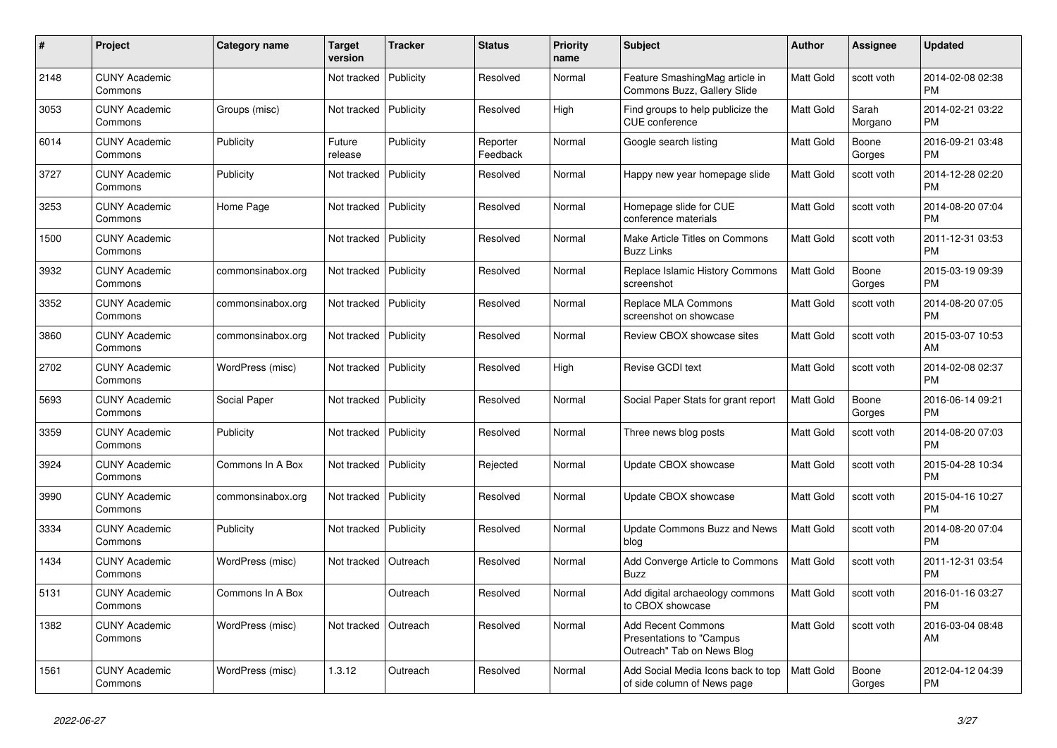| # | Project | Category name | Target version | Tracker | Status | Priority name | Subject | Author | Assignee | Updated |
|---|---|---|---|---|---|---|---|---|---|---|
| 2148 | CUNY Academic Commons | | Not tracked | Publicity | Resolved | Normal | Feature SmashingMag article in Commons Buzz, Gallery Slide | Matt Gold | scott voth | 2014-02-08 02:38 PM |
| 3053 | CUNY Academic Commons | Groups (misc) | Not tracked | Publicity | Resolved | High | Find groups to help publicize the CUE conference | Matt Gold | Sarah Morgano | 2014-02-21 03:22 PM |
| 6014 | CUNY Academic Commons | Publicity | Future release | Publicity | Reporter Feedback | Normal | Google search listing | Matt Gold | Boone Gorges | 2016-09-21 03:48 PM |
| 3727 | CUNY Academic Commons | Publicity | Not tracked | Publicity | Resolved | Normal | Happy new year homepage slide | Matt Gold | scott voth | 2014-12-28 02:20 PM |
| 3253 | CUNY Academic Commons | Home Page | Not tracked | Publicity | Resolved | Normal | Homepage slide for CUE conference materials | Matt Gold | scott voth | 2014-08-20 07:04 PM |
| 1500 | CUNY Academic Commons | | Not tracked | Publicity | Resolved | Normal | Make Article Titles on Commons Buzz Links | Matt Gold | scott voth | 2011-12-31 03:53 PM |
| 3932 | CUNY Academic Commons | commonsinabox.org | Not tracked | Publicity | Resolved | Normal | Replace Islamic History Commons screenshot | Matt Gold | Boone Gorges | 2015-03-19 09:39 PM |
| 3352 | CUNY Academic Commons | commonsinabox.org | Not tracked | Publicity | Resolved | Normal | Replace MLA Commons screenshot on showcase | Matt Gold | scott voth | 2014-08-20 07:05 PM |
| 3860 | CUNY Academic Commons | commonsinabox.org | Not tracked | Publicity | Resolved | Normal | Review CBOX showcase sites | Matt Gold | scott voth | 2015-03-07 10:53 AM |
| 2702 | CUNY Academic Commons | WordPress (misc) | Not tracked | Publicity | Resolved | High | Revise GCDI text | Matt Gold | scott voth | 2014-02-08 02:37 PM |
| 5693 | CUNY Academic Commons | Social Paper | Not tracked | Publicity | Resolved | Normal | Social Paper Stats for grant report | Matt Gold | Boone Gorges | 2016-06-14 09:21 PM |
| 3359 | CUNY Academic Commons | Publicity | Not tracked | Publicity | Resolved | Normal | Three news blog posts | Matt Gold | scott voth | 2014-08-20 07:03 PM |
| 3924 | CUNY Academic Commons | Commons In A Box | Not tracked | Publicity | Rejected | Normal | Update CBOX showcase | Matt Gold | scott voth | 2015-04-28 10:34 PM |
| 3990 | CUNY Academic Commons | commonsinabox.org | Not tracked | Publicity | Resolved | Normal | Update CBOX showcase | Matt Gold | scott voth | 2015-04-16 10:27 PM |
| 3334 | CUNY Academic Commons | Publicity | Not tracked | Publicity | Resolved | Normal | Update Commons Buzz and News blog | Matt Gold | scott voth | 2014-08-20 07:04 PM |
| 1434 | CUNY Academic Commons | WordPress (misc) | Not tracked | Outreach | Resolved | Normal | Add Converge Article to Commons Buzz | Matt Gold | scott voth | 2011-12-31 03:54 PM |
| 5131 | CUNY Academic Commons | Commons In A Box | | Outreach | Resolved | Normal | Add digital archaeology commons to CBOX showcase | Matt Gold | scott voth | 2016-01-16 03:27 PM |
| 1382 | CUNY Academic Commons | WordPress (misc) | Not tracked | Outreach | Resolved | Normal | Add Recent Commons Presentations to "Campus Outreach" Tab on News Blog | Matt Gold | scott voth | 2016-03-04 08:48 AM |
| 1561 | CUNY Academic Commons | WordPress (misc) | 1.3.12 | Outreach | Resolved | Normal | Add Social Media Icons back to top of side column of News page | Matt Gold | Boone Gorges | 2012-04-12 04:39 PM |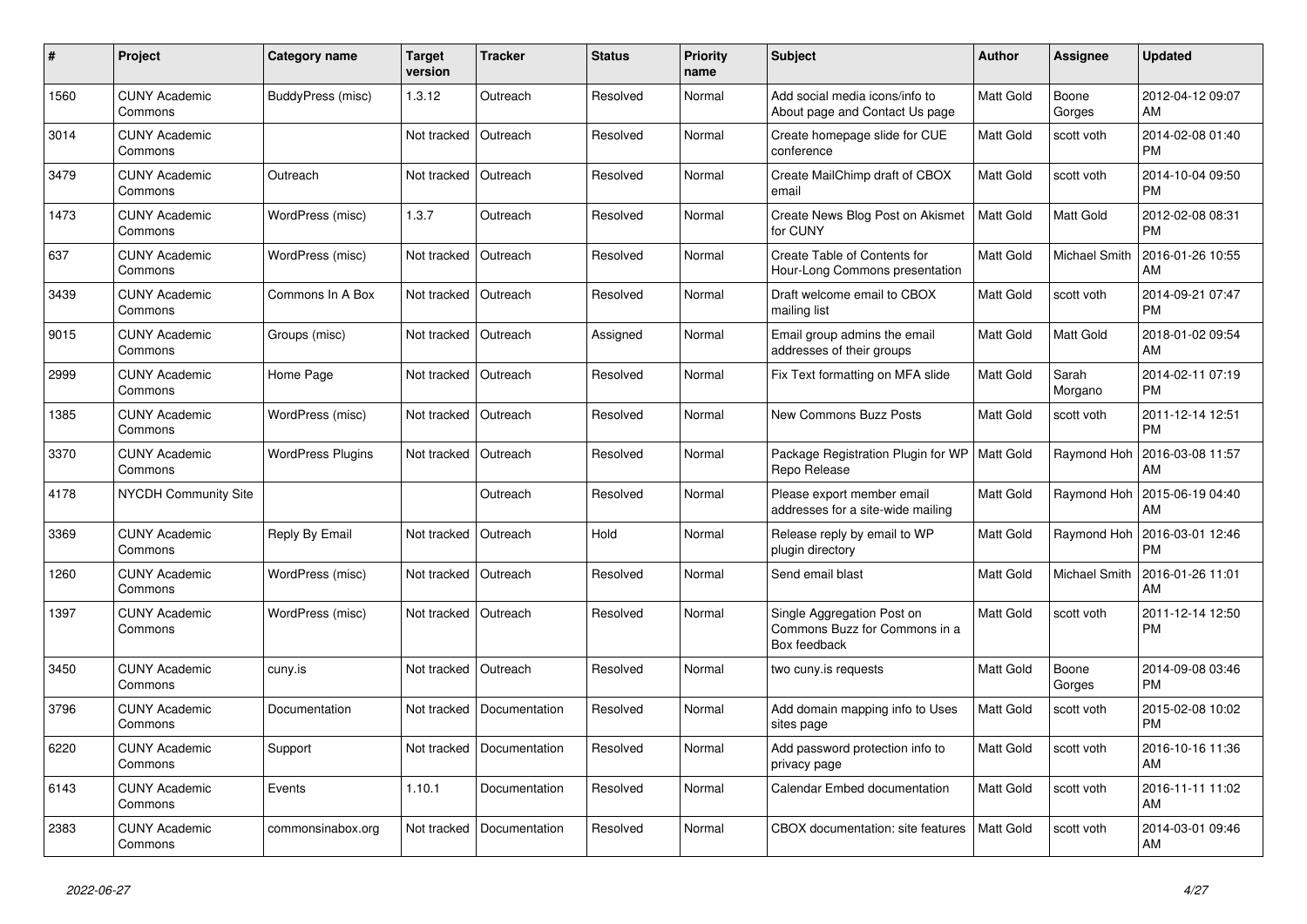| # | Project | Category name | Target version | Tracker | Status | Priority name | Subject | Author | Assignee | Updated |
|---|---|---|---|---|---|---|---|---|---|---|
| 1560 | CUNY Academic Commons | BuddyPress (misc) | 1.3.12 | Outreach | Resolved | Normal | Add social media icons/info to About page and Contact Us page | Matt Gold | Boone Gorges | 2012-04-12 09:07 AM |
| 3014 | CUNY Academic Commons | | Not tracked | Outreach | Resolved | Normal | Create homepage slide for CUE conference | Matt Gold | scott voth | 2014-02-08 01:40 PM |
| 3479 | CUNY Academic Commons | Outreach | Not tracked | Outreach | Resolved | Normal | Create MailChimp draft of CBOX email | Matt Gold | scott voth | 2014-10-04 09:50 PM |
| 1473 | CUNY Academic Commons | WordPress (misc) | 1.3.7 | Outreach | Resolved | Normal | Create News Blog Post on Akismet for CUNY | Matt Gold | Matt Gold | 2012-02-08 08:31 PM |
| 637 | CUNY Academic Commons | WordPress (misc) | Not tracked | Outreach | Resolved | Normal | Create Table of Contents for Hour-Long Commons presentation | Matt Gold | Michael Smith | 2016-01-26 10:55 AM |
| 3439 | CUNY Academic Commons | Commons In A Box | Not tracked | Outreach | Resolved | Normal | Draft welcome email to CBOX mailing list | Matt Gold | scott voth | 2014-09-21 07:47 PM |
| 9015 | CUNY Academic Commons | Groups (misc) | Not tracked | Outreach | Assigned | Normal | Email group admins the email addresses of their groups | Matt Gold | Matt Gold | 2018-01-02 09:54 AM |
| 2999 | CUNY Academic Commons | Home Page | Not tracked | Outreach | Resolved | Normal | Fix Text formatting on MFA slide | Matt Gold | Sarah Morgano | 2014-02-11 07:19 PM |
| 1385 | CUNY Academic Commons | WordPress (misc) | Not tracked | Outreach | Resolved | Normal | New Commons Buzz Posts | Matt Gold | scott voth | 2011-12-14 12:51 PM |
| 3370 | CUNY Academic Commons | WordPress Plugins | Not tracked | Outreach | Resolved | Normal | Package Registration Plugin for WP Repo Release | Matt Gold | Raymond Hoh | 2016-03-08 11:57 AM |
| 4178 | NYCDH Community Site | | | Outreach | Resolved | Normal | Please export member email addresses for a site-wide mailing | Matt Gold | Raymond Hoh | 2015-06-19 04:40 AM |
| 3369 | CUNY Academic Commons | Reply By Email | Not tracked | Outreach | Hold | Normal | Release reply by email to WP plugin directory | Matt Gold | Raymond Hoh | 2016-03-01 12:46 PM |
| 1260 | CUNY Academic Commons | WordPress (misc) | Not tracked | Outreach | Resolved | Normal | Send email blast | Matt Gold | Michael Smith | 2016-01-26 11:01 AM |
| 1397 | CUNY Academic Commons | WordPress (misc) | Not tracked | Outreach | Resolved | Normal | Single Aggregation Post on Commons Buzz for Commons in a Box feedback | Matt Gold | scott voth | 2011-12-14 12:50 PM |
| 3450 | CUNY Academic Commons | cuny.is | Not tracked | Outreach | Resolved | Normal | two cuny.is requests | Matt Gold | Boone Gorges | 2014-09-08 03:46 PM |
| 3796 | CUNY Academic Commons | Documentation | Not tracked | Documentation | Resolved | Normal | Add domain mapping info to Uses sites page | Matt Gold | scott voth | 2015-02-08 10:02 PM |
| 6220 | CUNY Academic Commons | Support | Not tracked | Documentation | Resolved | Normal | Add password protection info to privacy page | Matt Gold | scott voth | 2016-10-16 11:36 AM |
| 6143 | CUNY Academic Commons | Events | 1.10.1 | Documentation | Resolved | Normal | Calendar Embed documentation | Matt Gold | scott voth | 2016-11-11 11:02 AM |
| 2383 | CUNY Academic Commons | commonsinabox.org | Not tracked | Documentation | Resolved | Normal | CBOX documentation: site features | Matt Gold | scott voth | 2014-03-01 09:46 AM |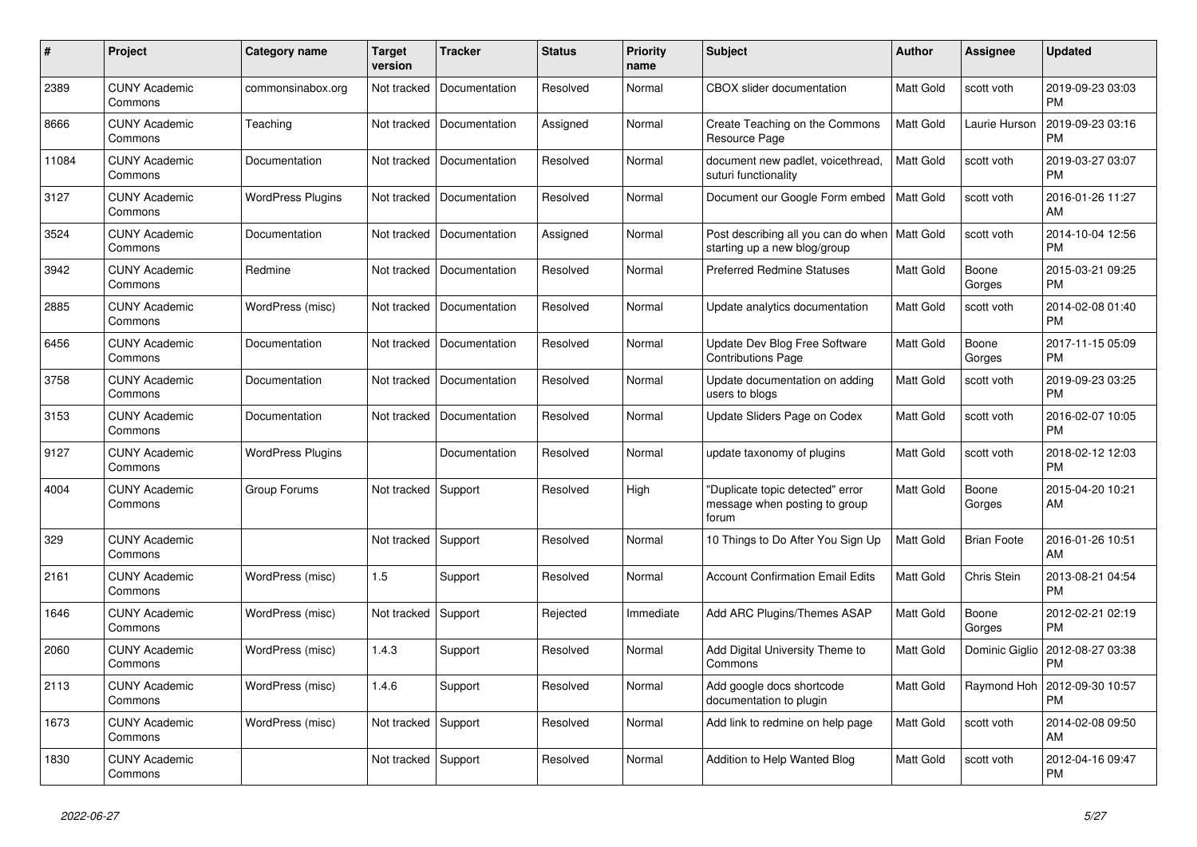| # | Project | Category name | Target version | Tracker | Status | Priority name | Subject | Author | Assignee | Updated |
|---|---|---|---|---|---|---|---|---|---|---|
| 2389 | CUNY Academic Commons | commonsinabox.org | Not tracked | Documentation | Resolved | Normal | CBOX slider documentation | Matt Gold | scott voth | 2019-09-23 03:03 PM |
| 8666 | CUNY Academic Commons | Teaching | Not tracked | Documentation | Assigned | Normal | Create Teaching on the Commons Resource Page | Matt Gold | Laurie Hurson | 2019-09-23 03:16 PM |
| 11084 | CUNY Academic Commons | Documentation | Not tracked | Documentation | Resolved | Normal | document new padlet, voicethread, suturi functionality | Matt Gold | scott voth | 2019-03-27 03:07 PM |
| 3127 | CUNY Academic Commons | WordPress Plugins | Not tracked | Documentation | Resolved | Normal | Document our Google Form embed | Matt Gold | scott voth | 2016-01-26 11:27 AM |
| 3524 | CUNY Academic Commons | Documentation | Not tracked | Documentation | Assigned | Normal | Post describing all you can do when starting up a new blog/group | Matt Gold | scott voth | 2014-10-04 12:56 PM |
| 3942 | CUNY Academic Commons | Redmine | Not tracked | Documentation | Resolved | Normal | Preferred Redmine Statuses | Matt Gold | Boone Gorges | 2015-03-21 09:25 PM |
| 2885 | CUNY Academic Commons | WordPress (misc) | Not tracked | Documentation | Resolved | Normal | Update analytics documentation | Matt Gold | scott voth | 2014-02-08 01:40 PM |
| 6456 | CUNY Academic Commons | Documentation | Not tracked | Documentation | Resolved | Normal | Update Dev Blog Free Software Contributions Page | Matt Gold | Boone Gorges | 2017-11-15 05:09 PM |
| 3758 | CUNY Academic Commons | Documentation | Not tracked | Documentation | Resolved | Normal | Update documentation on adding users to blogs | Matt Gold | scott voth | 2019-09-23 03:25 PM |
| 3153 | CUNY Academic Commons | Documentation | Not tracked | Documentation | Resolved | Normal | Update Sliders Page on Codex | Matt Gold | scott voth | 2016-02-07 10:05 PM |
| 9127 | CUNY Academic Commons | WordPress Plugins | | Documentation | Resolved | Normal | update taxonomy of plugins | Matt Gold | scott voth | 2018-02-12 12:03 PM |
| 4004 | CUNY Academic Commons | Group Forums | Not tracked | Support | Resolved | High | "Duplicate topic detected" error message when posting to group forum | Matt Gold | Boone Gorges | 2015-04-20 10:21 AM |
| 329 | CUNY Academic Commons | | Not tracked | Support | Resolved | Normal | 10 Things to Do After You Sign Up | Matt Gold | Brian Foote | 2016-01-26 10:51 AM |
| 2161 | CUNY Academic Commons | WordPress (misc) | 1.5 | Support | Resolved | Normal | Account Confirmation Email Edits | Matt Gold | Chris Stein | 2013-08-21 04:54 PM |
| 1646 | CUNY Academic Commons | WordPress (misc) | Not tracked | Support | Rejected | Immediate | Add ARC Plugins/Themes ASAP | Matt Gold | Boone Gorges | 2012-02-21 02:19 PM |
| 2060 | CUNY Academic Commons | WordPress (misc) | 1.4.3 | Support | Resolved | Normal | Add Digital University Theme to Commons | Matt Gold | Dominic Giglio | 2012-08-27 03:38 PM |
| 2113 | CUNY Academic Commons | WordPress (misc) | 1.4.6 | Support | Resolved | Normal | Add google docs shortcode documentation to plugin | Matt Gold | Raymond Hoh | 2012-09-30 10:57 PM |
| 1673 | CUNY Academic Commons | WordPress (misc) | Not tracked | Support | Resolved | Normal | Add link to redmine on help page | Matt Gold | scott voth | 2014-02-08 09:50 AM |
| 1830 | CUNY Academic Commons | | Not tracked | Support | Resolved | Normal | Addition to Help Wanted Blog | Matt Gold | scott voth | 2012-04-16 09:47 PM |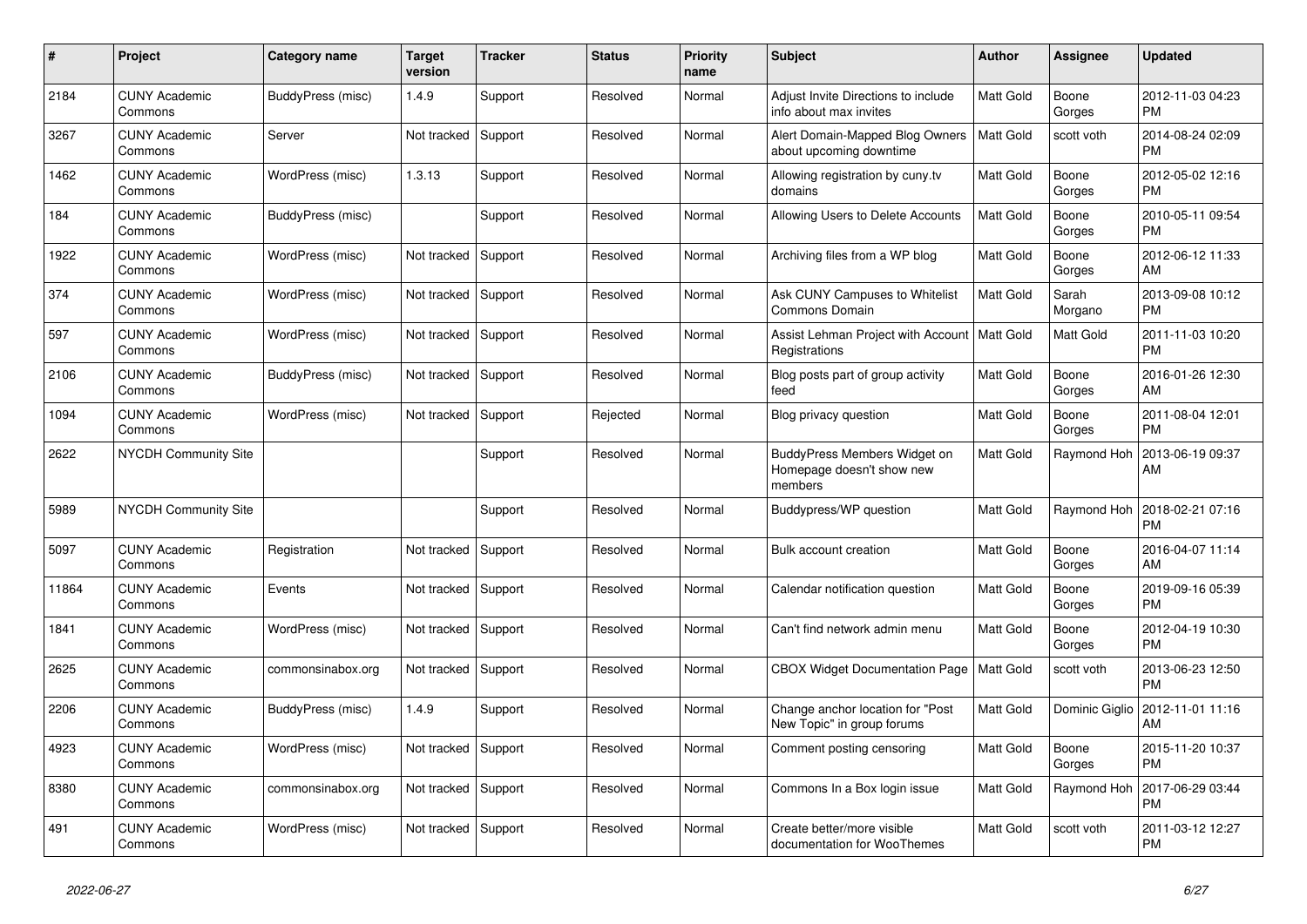| # | Project | Category name | Target version | Tracker | Status | Priority name | Subject | Author | Assignee | Updated |
|---|---|---|---|---|---|---|---|---|---|---|
| 2184 | CUNY Academic Commons | BuddyPress (misc) | 1.4.9 | Support | Resolved | Normal | Adjust Invite Directions to include info about max invites | Matt Gold | Boone Gorges | 2012-11-03 04:23 PM |
| 3267 | CUNY Academic Commons | Server | Not tracked | Support | Resolved | Normal | Alert Domain-Mapped Blog Owners about upcoming downtime | Matt Gold | scott voth | 2014-08-24 02:09 PM |
| 1462 | CUNY Academic Commons | WordPress (misc) | 1.3.13 | Support | Resolved | Normal | Allowing registration by cuny.tv domains | Matt Gold | Boone Gorges | 2012-05-02 12:16 PM |
| 184 | CUNY Academic Commons | BuddyPress (misc) | | Support | Resolved | Normal | Allowing Users to Delete Accounts | Matt Gold | Boone Gorges | 2010-05-11 09:54 PM |
| 1922 | CUNY Academic Commons | WordPress (misc) | Not tracked | Support | Resolved | Normal | Archiving files from a WP blog | Matt Gold | Boone Gorges | 2012-06-12 11:33 AM |
| 374 | CUNY Academic Commons | WordPress (misc) | Not tracked | Support | Resolved | Normal | Ask CUNY Campuses to Whitelist Commons Domain | Matt Gold | Sarah Morgano | 2013-09-08 10:12 PM |
| 597 | CUNY Academic Commons | WordPress (misc) | Not tracked | Support | Resolved | Normal | Assist Lehman Project with Account Registrations | Matt Gold | Matt Gold | 2011-11-03 10:20 PM |
| 2106 | CUNY Academic Commons | BuddyPress (misc) | Not tracked | Support | Resolved | Normal | Blog posts part of group activity feed | Matt Gold | Boone Gorges | 2016-01-26 12:30 AM |
| 1094 | CUNY Academic Commons | WordPress (misc) | Not tracked | Support | Rejected | Normal | Blog privacy question | Matt Gold | Boone Gorges | 2011-08-04 12:01 PM |
| 2622 | NYCDH Community Site | | | Support | Resolved | Normal | BuddyPress Members Widget on Homepage doesn't show new members | Matt Gold | Raymond Hoh | 2013-06-19 09:37 AM |
| 5989 | NYCDH Community Site | | | Support | Resolved | Normal | Buddypress/WP question | Matt Gold | Raymond Hoh | 2018-02-21 07:16 PM |
| 5097 | CUNY Academic Commons | Registration | Not tracked | Support | Resolved | Normal | Bulk account creation | Matt Gold | Boone Gorges | 2016-04-07 11:14 AM |
| 11864 | CUNY Academic Commons | Events | Not tracked | Support | Resolved | Normal | Calendar notification question | Matt Gold | Boone Gorges | 2019-09-16 05:39 PM |
| 1841 | CUNY Academic Commons | WordPress (misc) | Not tracked | Support | Resolved | Normal | Can't find network admin menu | Matt Gold | Boone Gorges | 2012-04-19 10:30 PM |
| 2625 | CUNY Academic Commons | commonsinabox.org | Not tracked | Support | Resolved | Normal | CBOX Widget Documentation Page | Matt Gold | scott voth | 2013-06-23 12:50 PM |
| 2206 | CUNY Academic Commons | BuddyPress (misc) | 1.4.9 | Support | Resolved | Normal | Change anchor location for "Post New Topic" in group forums | Matt Gold | Dominic Giglio | 2012-11-01 11:16 AM |
| 4923 | CUNY Academic Commons | WordPress (misc) | Not tracked | Support | Resolved | Normal | Comment posting censoring | Matt Gold | Boone Gorges | 2015-11-20 10:37 PM |
| 8380 | CUNY Academic Commons | commonsinabox.org | Not tracked | Support | Resolved | Normal | Commons In a Box login issue | Matt Gold | Raymond Hoh | 2017-06-29 03:44 PM |
| 491 | CUNY Academic Commons | WordPress (misc) | Not tracked | Support | Resolved | Normal | Create better/more visible documentation for WooThemes | Matt Gold | scott voth | 2011-03-12 12:27 PM |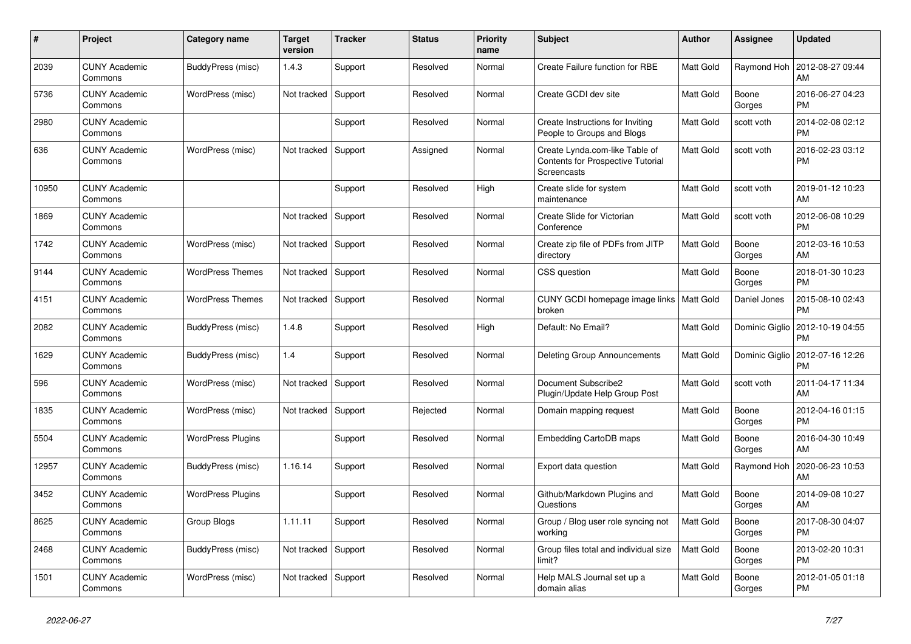| # | Project | Category name | Target version | Tracker | Status | Priority name | Subject | Author | Assignee | Updated |
| --- | --- | --- | --- | --- | --- | --- | --- | --- | --- | --- |
| 2039 | CUNY Academic Commons | BuddyPress (misc) | 1.4.3 | Support | Resolved | Normal | Create Failure function for RBE | Matt Gold | Raymond Hoh | 2012-08-27 09:44 AM |
| 5736 | CUNY Academic Commons | WordPress (misc) | Not tracked | Support | Resolved | Normal | Create GCDI dev site | Matt Gold | Boone Gorges | 2016-06-27 04:23 PM |
| 2980 | CUNY Academic Commons | | | Support | Resolved | Normal | Create Instructions for Inviting People to Groups and Blogs | Matt Gold | scott voth | 2014-02-08 02:12 PM |
| 636 | CUNY Academic Commons | WordPress (misc) | Not tracked | Support | Assigned | Normal | Create Lynda.com-like Table of Contents for Prospective Tutorial Screencasts | Matt Gold | scott voth | 2016-02-23 03:12 PM |
| 10950 | CUNY Academic Commons | | | Support | Resolved | High | Create slide for system maintenance | Matt Gold | scott voth | 2019-01-12 10:23 AM |
| 1869 | CUNY Academic Commons | | Not tracked | Support | Resolved | Normal | Create Slide for Victorian Conference | Matt Gold | scott voth | 2012-06-08 10:29 PM |
| 1742 | CUNY Academic Commons | WordPress (misc) | Not tracked | Support | Resolved | Normal | Create zip file of PDFs from JITP directory | Matt Gold | Boone Gorges | 2012-03-16 10:53 AM |
| 9144 | CUNY Academic Commons | WordPress Themes | Not tracked | Support | Resolved | Normal | CSS question | Matt Gold | Boone Gorges | 2018-01-30 10:23 PM |
| 4151 | CUNY Academic Commons | WordPress Themes | Not tracked | Support | Resolved | Normal | CUNY GCDI homepage image links broken | Matt Gold | Daniel Jones | 2015-08-10 02:43 PM |
| 2082 | CUNY Academic Commons | BuddyPress (misc) | 1.4.8 | Support | Resolved | High | Default: No Email? | Matt Gold | Dominic Giglio | 2012-10-19 04:55 PM |
| 1629 | CUNY Academic Commons | BuddyPress (misc) | 1.4 | Support | Resolved | Normal | Deleting Group Announcements | Matt Gold | Dominic Giglio | 2012-07-16 12:26 PM |
| 596 | CUNY Academic Commons | WordPress (misc) | Not tracked | Support | Resolved | Normal | Document Subscribe2 Plugin/Update Help Group Post | Matt Gold | scott voth | 2011-04-17 11:34 AM |
| 1835 | CUNY Academic Commons | WordPress (misc) | Not tracked | Support | Rejected | Normal | Domain mapping request | Matt Gold | Boone Gorges | 2012-04-16 01:15 PM |
| 5504 | CUNY Academic Commons | WordPress Plugins | | Support | Resolved | Normal | Embedding CartoDB maps | Matt Gold | Boone Gorges | 2016-04-30 10:49 AM |
| 12957 | CUNY Academic Commons | BuddyPress (misc) | 1.16.14 | Support | Resolved | Normal | Export data question | Matt Gold | Raymond Hoh | 2020-06-23 10:53 AM |
| 3452 | CUNY Academic Commons | WordPress Plugins | | Support | Resolved | Normal | Github/Markdown Plugins and Questions | Matt Gold | Boone Gorges | 2014-09-08 10:27 AM |
| 8625 | CUNY Academic Commons | Group Blogs | 1.11.11 | Support | Resolved | Normal | Group / Blog user role syncing not working | Matt Gold | Boone Gorges | 2017-08-30 04:07 PM |
| 2468 | CUNY Academic Commons | BuddyPress (misc) | Not tracked | Support | Resolved | Normal | Group files total and individual size limit? | Matt Gold | Boone Gorges | 2013-02-20 10:31 PM |
| 1501 | CUNY Academic Commons | WordPress (misc) | Not tracked | Support | Resolved | Normal | Help MALS Journal set up a domain alias | Matt Gold | Boone Gorges | 2012-01-05 01:18 PM |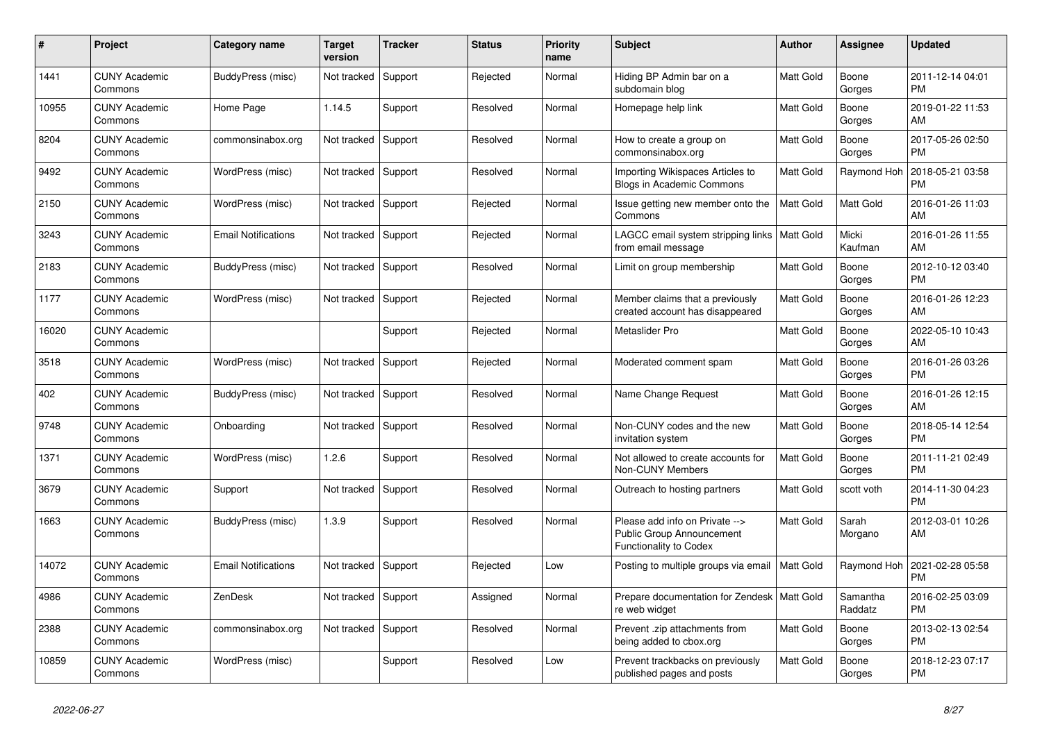| # | Project | Category name | Target version | Tracker | Status | Priority name | Subject | Author | Assignee | Updated |
|---|---|---|---|---|---|---|---|---|---|---|
| 1441 | CUNY Academic Commons | BuddyPress (misc) | Not tracked | Support | Rejected | Normal | Hiding BP Admin bar on a subdomain blog | Matt Gold | Boone Gorges | 2011-12-14 04:01 PM |
| 10955 | CUNY Academic Commons | Home Page | 1.14.5 | Support | Resolved | Normal | Homepage help link | Matt Gold | Boone Gorges | 2019-01-22 11:53 AM |
| 8204 | CUNY Academic Commons | commonsinabox.org | Not tracked | Support | Resolved | Normal | How to create a group on commonsinabox.org | Matt Gold | Boone Gorges | 2017-05-26 02:50 PM |
| 9492 | CUNY Academic Commons | WordPress (misc) | Not tracked | Support | Resolved | Normal | Importing Wikispaces Articles to Blogs in Academic Commons | Matt Gold | Raymond Hoh | 2018-05-21 03:58 PM |
| 2150 | CUNY Academic Commons | WordPress (misc) | Not tracked | Support | Rejected | Normal | Issue getting new member onto the Commons | Matt Gold | Matt Gold | 2016-01-26 11:03 AM |
| 3243 | CUNY Academic Commons | Email Notifications | Not tracked | Support | Rejected | Normal | LAGCC email system stripping links from email message | Matt Gold | Micki Kaufman | 2016-01-26 11:55 AM |
| 2183 | CUNY Academic Commons | BuddyPress (misc) | Not tracked | Support | Resolved | Normal | Limit on group membership | Matt Gold | Boone Gorges | 2012-10-12 03:40 PM |
| 1177 | CUNY Academic Commons | WordPress (misc) | Not tracked | Support | Rejected | Normal | Member claims that a previously created account has disappeared | Matt Gold | Boone Gorges | 2016-01-26 12:23 AM |
| 16020 | CUNY Academic Commons | | | Support | Rejected | Normal | Metaslider Pro | Matt Gold | Boone Gorges | 2022-05-10 10:43 AM |
| 3518 | CUNY Academic Commons | WordPress (misc) | Not tracked | Support | Rejected | Normal | Moderated comment spam | Matt Gold | Boone Gorges | 2016-01-26 03:26 PM |
| 402 | CUNY Academic Commons | BuddyPress (misc) | Not tracked | Support | Resolved | Normal | Name Change Request | Matt Gold | Boone Gorges | 2016-01-26 12:15 AM |
| 9748 | CUNY Academic Commons | Onboarding | Not tracked | Support | Resolved | Normal | Non-CUNY codes and the new invitation system | Matt Gold | Boone Gorges | 2018-05-14 12:54 PM |
| 1371 | CUNY Academic Commons | WordPress (misc) | 1.2.6 | Support | Resolved | Normal | Not allowed to create accounts for Non-CUNY Members | Matt Gold | Boone Gorges | 2011-11-21 02:49 PM |
| 3679 | CUNY Academic Commons | Support | Not tracked | Support | Resolved | Normal | Outreach to hosting partners | Matt Gold | scott voth | 2014-11-30 04:23 PM |
| 1663 | CUNY Academic Commons | BuddyPress (misc) | 1.3.9 | Support | Resolved | Normal | Please add info on Private --> Public Group Announcement Functionality to Codex | Matt Gold | Sarah Morgano | 2012-03-01 10:26 AM |
| 14072 | CUNY Academic Commons | Email Notifications | Not tracked | Support | Rejected | Low | Posting to multiple groups via email | Matt Gold | Raymond Hoh | 2021-02-28 05:58 PM |
| 4986 | CUNY Academic Commons | ZenDesk | Not tracked | Support | Assigned | Normal | Prepare documentation for Zendesk re web widget | Matt Gold | Samantha Raddatz | 2016-02-25 03:09 PM |
| 2388 | CUNY Academic Commons | commonsinabox.org | Not tracked | Support | Resolved | Normal | Prevent .zip attachments from being added to cbox.org | Matt Gold | Boone Gorges | 2013-02-13 02:54 PM |
| 10859 | CUNY Academic Commons | WordPress (misc) | | Support | Resolved | Low | Prevent trackbacks on previously published pages and posts | Matt Gold | Boone Gorges | 2018-12-23 07:17 PM |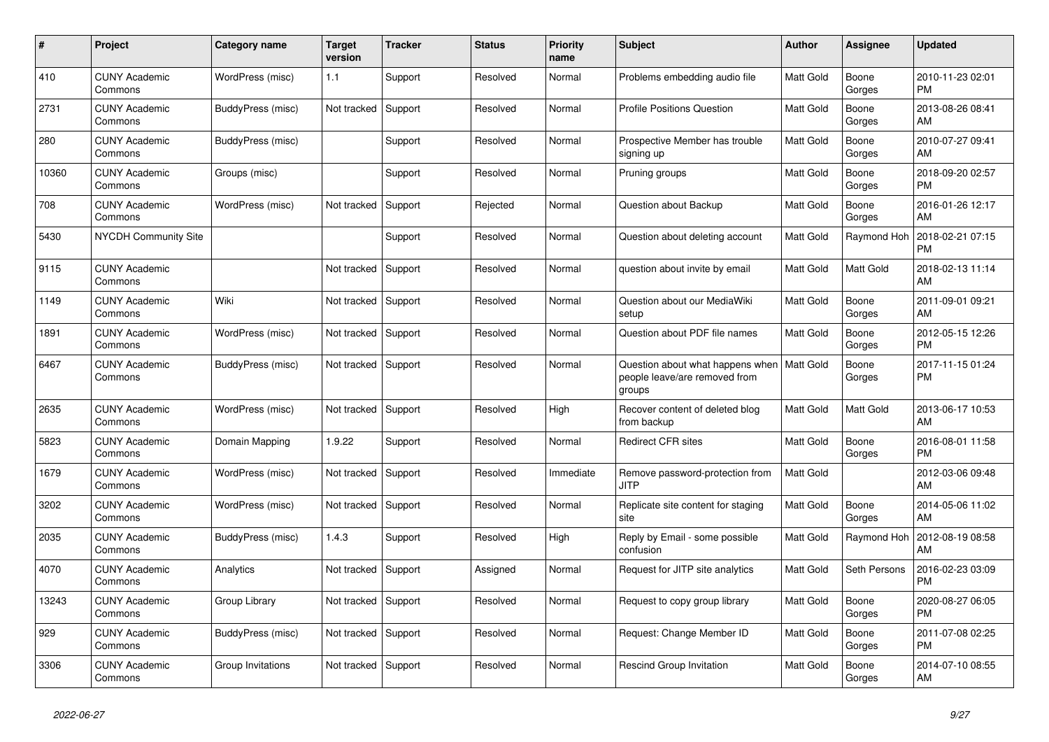| # | Project | Category name | Target version | Tracker | Status | Priority name | Subject | Author | Assignee | Updated |
|---|---|---|---|---|---|---|---|---|---|---|
| 410 | CUNY Academic Commons | WordPress (misc) | 1.1 | Support | Resolved | Normal | Problems embedding audio file | Matt Gold | Boone Gorges | 2010-11-23 02:01 PM |
| 2731 | CUNY Academic Commons | BuddyPress (misc) | Not tracked | Support | Resolved | Normal | Profile Positions Question | Matt Gold | Boone Gorges | 2013-08-26 08:41 AM |
| 280 | CUNY Academic Commons | BuddyPress (misc) | | Support | Resolved | Normal | Prospective Member has trouble signing up | Matt Gold | Boone Gorges | 2010-07-27 09:41 AM |
| 10360 | CUNY Academic Commons | Groups (misc) | | Support | Resolved | Normal | Pruning groups | Matt Gold | Boone Gorges | 2018-09-20 02:57 PM |
| 708 | CUNY Academic Commons | WordPress (misc) | Not tracked | Support | Rejected | Normal | Question about Backup | Matt Gold | Boone Gorges | 2016-01-26 12:17 AM |
| 5430 | NYCDH Community Site | | | Support | Resolved | Normal | Question about deleting account | Matt Gold | Raymond Hoh | 2018-02-21 07:15 PM |
| 9115 | CUNY Academic Commons | | Not tracked | Support | Resolved | Normal | question about invite by email | Matt Gold | Matt Gold | 2018-02-13 11:14 AM |
| 1149 | CUNY Academic Commons | Wiki | Not tracked | Support | Resolved | Normal | Question about our MediaWiki setup | Matt Gold | Boone Gorges | 2011-09-01 09:21 AM |
| 1891 | CUNY Academic Commons | WordPress (misc) | Not tracked | Support | Resolved | Normal | Question about PDF file names | Matt Gold | Boone Gorges | 2012-05-15 12:26 PM |
| 6467 | CUNY Academic Commons | BuddyPress (misc) | Not tracked | Support | Resolved | Normal | Question about what happens when people leave/are removed from groups | Matt Gold | Boone Gorges | 2017-11-15 01:24 PM |
| 2635 | CUNY Academic Commons | WordPress (misc) | Not tracked | Support | Resolved | High | Recover content of deleted blog from backup | Matt Gold | Matt Gold | 2013-06-17 10:53 AM |
| 5823 | CUNY Academic Commons | Domain Mapping | 1.9.22 | Support | Resolved | Normal | Redirect CFR sites | Matt Gold | Boone Gorges | 2016-08-01 11:58 PM |
| 1679 | CUNY Academic Commons | WordPress (misc) | Not tracked | Support | Resolved | Immediate | Remove password-protection from JITP | Matt Gold | | 2012-03-06 09:48 AM |
| 3202 | CUNY Academic Commons | WordPress (misc) | Not tracked | Support | Resolved | Normal | Replicate site content for staging site | Matt Gold | Boone Gorges | 2014-05-06 11:02 AM |
| 2035 | CUNY Academic Commons | BuddyPress (misc) | 1.4.3 | Support | Resolved | High | Reply by Email - some possible confusion | Matt Gold | Raymond Hoh | 2012-08-19 08:58 AM |
| 4070 | CUNY Academic Commons | Analytics | Not tracked | Support | Assigned | Normal | Request for JITP site analytics | Matt Gold | Seth Persons | 2016-02-23 03:09 PM |
| 13243 | CUNY Academic Commons | Group Library | Not tracked | Support | Resolved | Normal | Request to copy group library | Matt Gold | Boone Gorges | 2020-08-27 06:05 PM |
| 929 | CUNY Academic Commons | BuddyPress (misc) | Not tracked | Support | Resolved | Normal | Request: Change Member ID | Matt Gold | Boone Gorges | 2011-07-08 02:25 PM |
| 3306 | CUNY Academic Commons | Group Invitations | Not tracked | Support | Resolved | Normal | Rescind Group Invitation | Matt Gold | Boone Gorges | 2014-07-10 08:55 AM |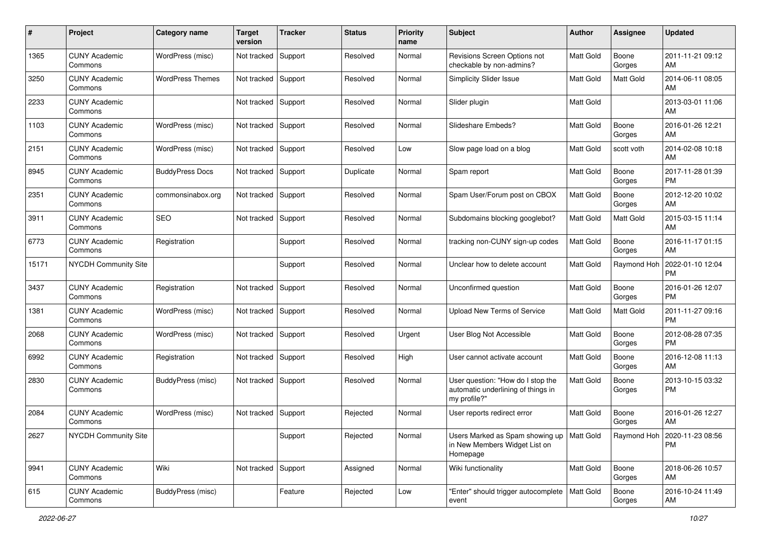| # | Project | Category name | Target version | Tracker | Status | Priority name | Subject | Author | Assignee | Updated |
|---|---|---|---|---|---|---|---|---|---|---|
| 1365 | CUNY Academic Commons | WordPress (misc) | Not tracked | Support | Resolved | Normal | Revisions Screen Options not checkable by non-admins? | Matt Gold | Boone Gorges | 2011-11-21 09:12 AM |
| 3250 | CUNY Academic Commons | WordPress Themes | Not tracked | Support | Resolved | Normal | Simplicity Slider Issue | Matt Gold | Matt Gold | 2014-06-11 08:05 AM |
| 2233 | CUNY Academic Commons | | Not tracked | Support | Resolved | Normal | Slider plugin | Matt Gold | | 2013-03-01 11:06 AM |
| 1103 | CUNY Academic Commons | WordPress (misc) | Not tracked | Support | Resolved | Normal | Slideshare Embeds? | Matt Gold | Boone Gorges | 2016-01-26 12:21 AM |
| 2151 | CUNY Academic Commons | WordPress (misc) | Not tracked | Support | Resolved | Low | Slow page load on a blog | Matt Gold | scott voth | 2014-02-08 10:18 AM |
| 8945 | CUNY Academic Commons | BuddyPress Docs | Not tracked | Support | Duplicate | Normal | Spam report | Matt Gold | Boone Gorges | 2017-11-28 01:39 PM |
| 2351 | CUNY Academic Commons | commonsinabox.org | Not tracked | Support | Resolved | Normal | Spam User/Forum post on CBOX | Matt Gold | Boone Gorges | 2012-12-20 10:02 AM |
| 3911 | CUNY Academic Commons | SEO | Not tracked | Support | Resolved | Normal | Subdomains blocking googlebot? | Matt Gold | Matt Gold | 2015-03-15 11:14 AM |
| 6773 | CUNY Academic Commons | Registration | | Support | Resolved | Normal | tracking non-CUNY sign-up codes | Matt Gold | Boone Gorges | 2016-11-17 01:15 AM |
| 15171 | NYCDH Community Site | | | Support | Resolved | Normal | Unclear how to delete account | Matt Gold | Raymond Hoh | 2022-01-10 12:04 PM |
| 3437 | CUNY Academic Commons | Registration | Not tracked | Support | Resolved | Normal | Unconfirmed question | Matt Gold | Boone Gorges | 2016-01-26 12:07 PM |
| 1381 | CUNY Academic Commons | WordPress (misc) | Not tracked | Support | Resolved | Normal | Upload New Terms of Service | Matt Gold | Matt Gold | 2011-11-27 09:16 PM |
| 2068 | CUNY Academic Commons | WordPress (misc) | Not tracked | Support | Resolved | Urgent | User Blog Not Accessible | Matt Gold | Boone Gorges | 2012-08-28 07:35 PM |
| 6992 | CUNY Academic Commons | Registration | Not tracked | Support | Resolved | High | User cannot activate account | Matt Gold | Boone Gorges | 2016-12-08 11:13 AM |
| 2830 | CUNY Academic Commons | BuddyPress (misc) | Not tracked | Support | Resolved | Normal | User question: "How do I stop the automatic underlining of things in my profile?" | Matt Gold | Boone Gorges | 2013-10-15 03:32 PM |
| 2084 | CUNY Academic Commons | WordPress (misc) | Not tracked | Support | Rejected | Normal | User reports redirect error | Matt Gold | Boone Gorges | 2016-01-26 12:27 AM |
| 2627 | NYCDH Community Site | | | Support | Rejected | Normal | Users Marked as Spam showing up in New Members Widget List on Homepage | Matt Gold | Raymond Hoh | 2020-11-23 08:56 PM |
| 9941 | CUNY Academic Commons | Wiki | Not tracked | Support | Assigned | Normal | Wiki functionality | Matt Gold | Boone Gorges | 2018-06-26 10:57 AM |
| 615 | CUNY Academic Commons | BuddyPress (misc) | | Feature | Rejected | Low | "Enter" should trigger autocomplete event | Matt Gold | Boone Gorges | 2016-10-24 11:49 AM |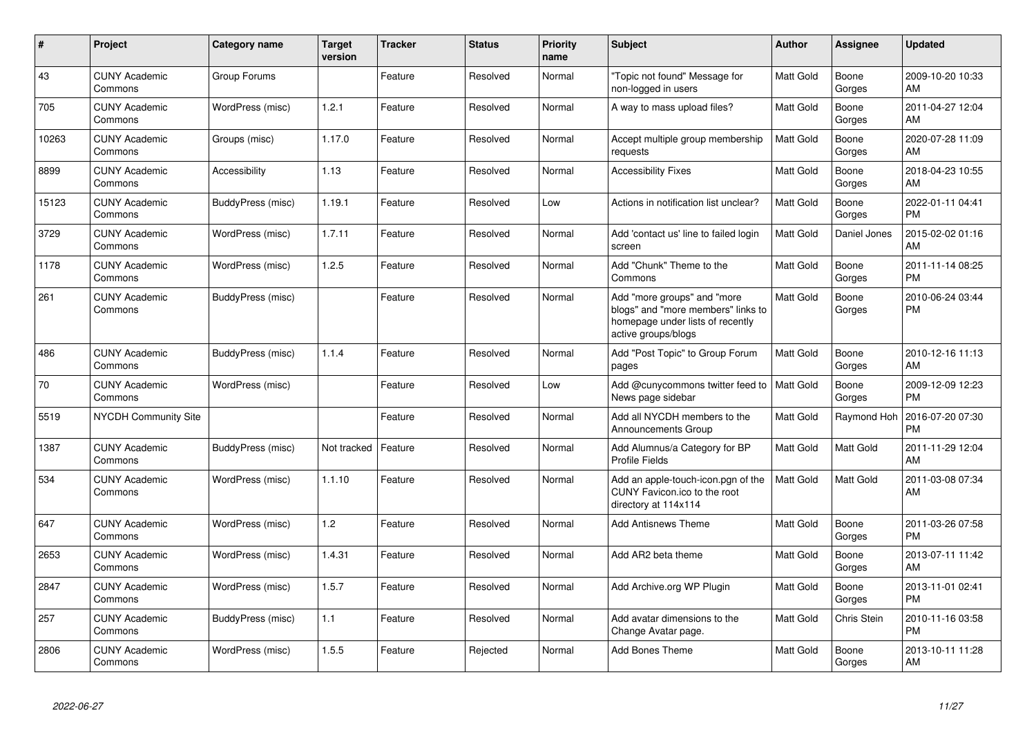| # | Project | Category name | Target version | Tracker | Status | Priority name | Subject | Author | Assignee | Updated |
|---|---|---|---|---|---|---|---|---|---|---|
| 43 | CUNY Academic Commons | Group Forums | | Feature | Resolved | Normal | "Topic not found" Message for non-logged in users | Matt Gold | Boone Gorges | 2009-10-20 10:33 AM |
| 705 | CUNY Academic Commons | WordPress (misc) | 1.2.1 | Feature | Resolved | Normal | A way to mass upload files? | Matt Gold | Boone Gorges | 2011-04-27 12:04 AM |
| 10263 | CUNY Academic Commons | Groups (misc) | 1.17.0 | Feature | Resolved | Normal | Accept multiple group membership requests | Matt Gold | Boone Gorges | 2020-07-28 11:09 AM |
| 8899 | CUNY Academic Commons | Accessibility | 1.13 | Feature | Resolved | Normal | Accessibility Fixes | Matt Gold | Boone Gorges | 2018-04-23 10:55 AM |
| 15123 | CUNY Academic Commons | BuddyPress (misc) | 1.19.1 | Feature | Resolved | Low | Actions in notification list unclear? | Matt Gold | Boone Gorges | 2022-01-11 04:41 PM |
| 3729 | CUNY Academic Commons | WordPress (misc) | 1.7.11 | Feature | Resolved | Normal | Add 'contact us' line to failed login screen | Matt Gold | Daniel Jones | 2015-02-02 01:16 AM |
| 1178 | CUNY Academic Commons | WordPress (misc) | 1.2.5 | Feature | Resolved | Normal | Add "Chunk" Theme to the Commons | Matt Gold | Boone Gorges | 2011-11-14 08:25 PM |
| 261 | CUNY Academic Commons | BuddyPress (misc) | | Feature | Resolved | Normal | Add "more groups" and "more blogs" and "more members" links to homepage under lists of recently active groups/blogs | Matt Gold | Boone Gorges | 2010-06-24 03:44 PM |
| 486 | CUNY Academic Commons | BuddyPress (misc) | 1.1.4 | Feature | Resolved | Normal | Add "Post Topic" to Group Forum pages | Matt Gold | Boone Gorges | 2010-12-16 11:13 AM |
| 70 | CUNY Academic Commons | WordPress (misc) | | Feature | Resolved | Low | Add @cunycommons twitter feed to News page sidebar | Matt Gold | Boone Gorges | 2009-12-09 12:23 PM |
| 5519 | NYCDH Community Site | | | Feature | Resolved | Normal | Add all NYCDH members to the Announcements Group | Matt Gold | Raymond Hoh | 2016-07-20 07:30 PM |
| 1387 | CUNY Academic Commons | BuddyPress (misc) | Not tracked | Feature | Resolved | Normal | Add Alumnus/a Category for BP Profile Fields | Matt Gold | Matt Gold | 2011-11-29 12:04 AM |
| 534 | CUNY Academic Commons | WordPress (misc) | 1.1.10 | Feature | Resolved | Normal | Add an apple-touch-icon.pgn of the CUNY Favicon.ico to the root directory at 114x114 | Matt Gold | Matt Gold | 2011-03-08 07:34 AM |
| 647 | CUNY Academic Commons | WordPress (misc) | 1.2 | Feature | Resolved | Normal | Add Antisnews Theme | Matt Gold | Boone Gorges | 2011-03-26 07:58 PM |
| 2653 | CUNY Academic Commons | WordPress (misc) | 1.4.31 | Feature | Resolved | Normal | Add AR2 beta theme | Matt Gold | Boone Gorges | 2013-07-11 11:42 AM |
| 2847 | CUNY Academic Commons | WordPress (misc) | 1.5.7 | Feature | Resolved | Normal | Add Archive.org WP Plugin | Matt Gold | Boone Gorges | 2013-11-01 02:41 PM |
| 257 | CUNY Academic Commons | BuddyPress (misc) | 1.1 | Feature | Resolved | Normal | Add avatar dimensions to the Change Avatar page. | Matt Gold | Chris Stein | 2010-11-16 03:58 PM |
| 2806 | CUNY Academic Commons | WordPress (misc) | 1.5.5 | Feature | Rejected | Normal | Add Bones Theme | Matt Gold | Boone Gorges | 2013-10-11 11:28 AM |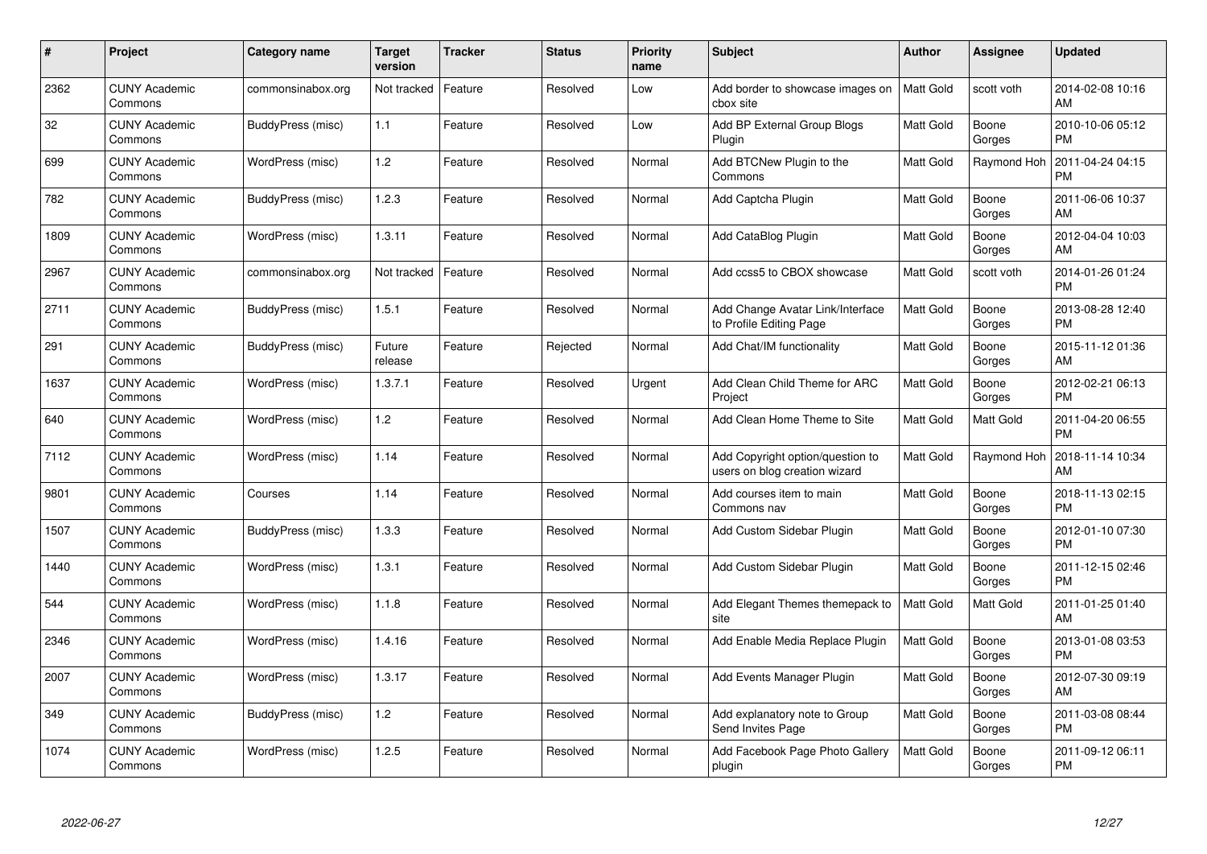| # | Project | Category name | Target version | Tracker | Status | Priority name | Subject | Author | Assignee | Updated |
|---|---|---|---|---|---|---|---|---|---|---|
| 2362 | CUNY Academic Commons | commonsinabox.org | Not tracked | Feature | Resolved | Low | Add border to showcase images on cbox site | Matt Gold | scott voth | 2014-02-08 10:16 AM |
| 32 | CUNY Academic Commons | BuddyPress (misc) | 1.1 | Feature | Resolved | Low | Add BP External Group Blogs Plugin | Matt Gold | Boone Gorges | 2010-10-06 05:12 PM |
| 699 | CUNY Academic Commons | WordPress (misc) | 1.2 | Feature | Resolved | Normal | Add BTCNew Plugin to the Commons | Matt Gold | Raymond Hoh | 2011-04-24 04:15 PM |
| 782 | CUNY Academic Commons | BuddyPress (misc) | 1.2.3 | Feature | Resolved | Normal | Add Captcha Plugin | Matt Gold | Boone Gorges | 2011-06-06 10:37 AM |
| 1809 | CUNY Academic Commons | WordPress (misc) | 1.3.11 | Feature | Resolved | Normal | Add CataBlog Plugin | Matt Gold | Boone Gorges | 2012-04-04 10:03 AM |
| 2967 | CUNY Academic Commons | commonsinabox.org | Not tracked | Feature | Resolved | Normal | Add ccss5 to CBOX showcase | Matt Gold | scott voth | 2014-01-26 01:24 PM |
| 2711 | CUNY Academic Commons | BuddyPress (misc) | 1.5.1 | Feature | Resolved | Normal | Add Change Avatar Link/Interface to Profile Editing Page | Matt Gold | Boone Gorges | 2013-08-28 12:40 PM |
| 291 | CUNY Academic Commons | BuddyPress (misc) | Future release | Feature | Rejected | Normal | Add Chat/IM functionality | Matt Gold | Boone Gorges | 2015-11-12 01:36 AM |
| 1637 | CUNY Academic Commons | WordPress (misc) | 1.3.7.1 | Feature | Resolved | Urgent | Add Clean Child Theme for ARC Project | Matt Gold | Boone Gorges | 2012-02-21 06:13 PM |
| 640 | CUNY Academic Commons | WordPress (misc) | 1.2 | Feature | Resolved | Normal | Add Clean Home Theme to Site | Matt Gold | Matt Gold | 2011-04-20 06:55 PM |
| 7112 | CUNY Academic Commons | WordPress (misc) | 1.14 | Feature | Resolved | Normal | Add Copyright option/question to users on blog creation wizard | Matt Gold | Raymond Hoh | 2018-11-14 10:34 AM |
| 9801 | CUNY Academic Commons | Courses | 1.14 | Feature | Resolved | Normal | Add courses item to main Commons nav | Matt Gold | Boone Gorges | 2018-11-13 02:15 PM |
| 1507 | CUNY Academic Commons | BuddyPress (misc) | 1.3.3 | Feature | Resolved | Normal | Add Custom Sidebar Plugin | Matt Gold | Boone Gorges | 2012-01-10 07:30 PM |
| 1440 | CUNY Academic Commons | WordPress (misc) | 1.3.1 | Feature | Resolved | Normal | Add Custom Sidebar Plugin | Matt Gold | Boone Gorges | 2011-12-15 02:46 PM |
| 544 | CUNY Academic Commons | WordPress (misc) | 1.1.8 | Feature | Resolved | Normal | Add Elegant Themes themepack to site | Matt Gold | Matt Gold | 2011-01-25 01:40 AM |
| 2346 | CUNY Academic Commons | WordPress (misc) | 1.4.16 | Feature | Resolved | Normal | Add Enable Media Replace Plugin | Matt Gold | Boone Gorges | 2013-01-08 03:53 PM |
| 2007 | CUNY Academic Commons | WordPress (misc) | 1.3.17 | Feature | Resolved | Normal | Add Events Manager Plugin | Matt Gold | Boone Gorges | 2012-07-30 09:19 AM |
| 349 | CUNY Academic Commons | BuddyPress (misc) | 1.2 | Feature | Resolved | Normal | Add explanatory note to Group Send Invites Page | Matt Gold | Boone Gorges | 2011-03-08 08:44 PM |
| 1074 | CUNY Academic Commons | WordPress (misc) | 1.2.5 | Feature | Resolved | Normal | Add Facebook Page Photo Gallery plugin | Matt Gold | Boone Gorges | 2011-09-12 06:11 PM |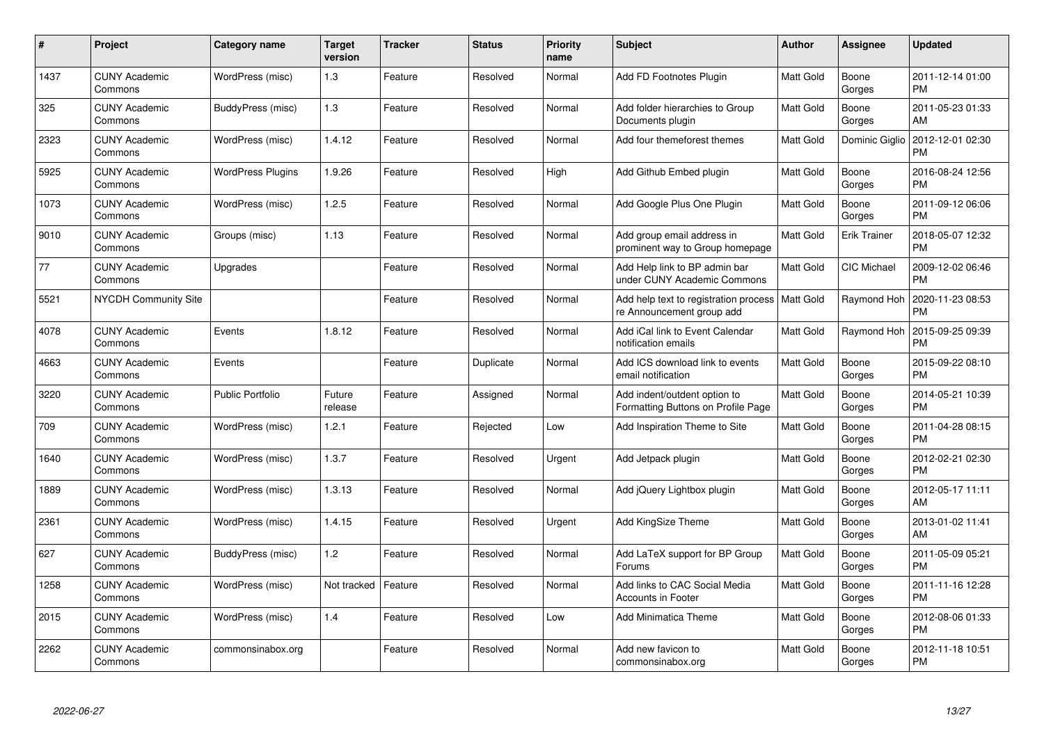| # | Project | Category name | Target version | Tracker | Status | Priority name | Subject | Author | Assignee | Updated |
|---|---|---|---|---|---|---|---|---|---|---|
| 1437 | CUNY Academic Commons | WordPress (misc) | 1.3 | Feature | Resolved | Normal | Add FD Footnotes Plugin | Matt Gold | Boone Gorges | 2011-12-14 01:00 PM |
| 325 | CUNY Academic Commons | BuddyPress (misc) | 1.3 | Feature | Resolved | Normal | Add folder hierarchies to Group Documents plugin | Matt Gold | Boone Gorges | 2011-05-23 01:33 AM |
| 2323 | CUNY Academic Commons | WordPress (misc) | 1.4.12 | Feature | Resolved | Normal | Add four themeforest themes | Matt Gold | Dominic Giglio | 2012-12-01 02:30 PM |
| 5925 | CUNY Academic Commons | WordPress Plugins | 1.9.26 | Feature | Resolved | High | Add Github Embed plugin | Matt Gold | Boone Gorges | 2016-08-24 12:56 PM |
| 1073 | CUNY Academic Commons | WordPress (misc) | 1.2.5 | Feature | Resolved | Normal | Add Google Plus One Plugin | Matt Gold | Boone Gorges | 2011-09-12 06:06 PM |
| 9010 | CUNY Academic Commons | Groups (misc) | 1.13 | Feature | Resolved | Normal | Add group email address in prominent way to Group homepage | Matt Gold | Erik Trainer | 2018-05-07 12:32 PM |
| 77 | CUNY Academic Commons | Upgrades | | Feature | Resolved | Normal | Add Help link to BP admin bar under CUNY Academic Commons | Matt Gold | CIC Michael | 2009-12-02 06:46 PM |
| 5521 | NYCDH Community Site | | | Feature | Resolved | Normal | Add help text to registration process re Announcement group add | Matt Gold | Raymond Hoh | 2020-11-23 08:53 PM |
| 4078 | CUNY Academic Commons | Events | 1.8.12 | Feature | Resolved | Normal | Add iCal link to Event Calendar notification emails | Matt Gold | Raymond Hoh | 2015-09-25 09:39 PM |
| 4663 | CUNY Academic Commons | Events | | Feature | Duplicate | Normal | Add ICS download link to events email notification | Matt Gold | Boone Gorges | 2015-09-22 08:10 PM |
| 3220 | CUNY Academic Commons | Public Portfolio | Future release | Feature | Assigned | Normal | Add indent/outdent option to Formatting Buttons on Profile Page | Matt Gold | Boone Gorges | 2014-05-21 10:39 PM |
| 709 | CUNY Academic Commons | WordPress (misc) | 1.2.1 | Feature | Rejected | Low | Add Inspiration Theme to Site | Matt Gold | Boone Gorges | 2011-04-28 08:15 PM |
| 1640 | CUNY Academic Commons | WordPress (misc) | 1.3.7 | Feature | Resolved | Urgent | Add Jetpack plugin | Matt Gold | Boone Gorges | 2012-02-21 02:30 PM |
| 1889 | CUNY Academic Commons | WordPress (misc) | 1.3.13 | Feature | Resolved | Normal | Add jQuery Lightbox plugin | Matt Gold | Boone Gorges | 2012-05-17 11:11 AM |
| 2361 | CUNY Academic Commons | WordPress (misc) | 1.4.15 | Feature | Resolved | Urgent | Add KingSize Theme | Matt Gold | Boone Gorges | 2013-01-02 11:41 AM |
| 627 | CUNY Academic Commons | BuddyPress (misc) | 1.2 | Feature | Resolved | Normal | Add LaTeX support for BP Group Forums | Matt Gold | Boone Gorges | 2011-05-09 05:21 PM |
| 1258 | CUNY Academic Commons | WordPress (misc) | Not tracked | Feature | Resolved | Normal | Add links to CAC Social Media Accounts in Footer | Matt Gold | Boone Gorges | 2011-11-16 12:28 PM |
| 2015 | CUNY Academic Commons | WordPress (misc) | 1.4 | Feature | Resolved | Low | Add Minimatica Theme | Matt Gold | Boone Gorges | 2012-08-06 01:33 PM |
| 2262 | CUNY Academic Commons | commonsinabox.org | | Feature | Resolved | Normal | Add new favicon to commonsinabox.org | Matt Gold | Boone Gorges | 2012-11-18 10:51 PM |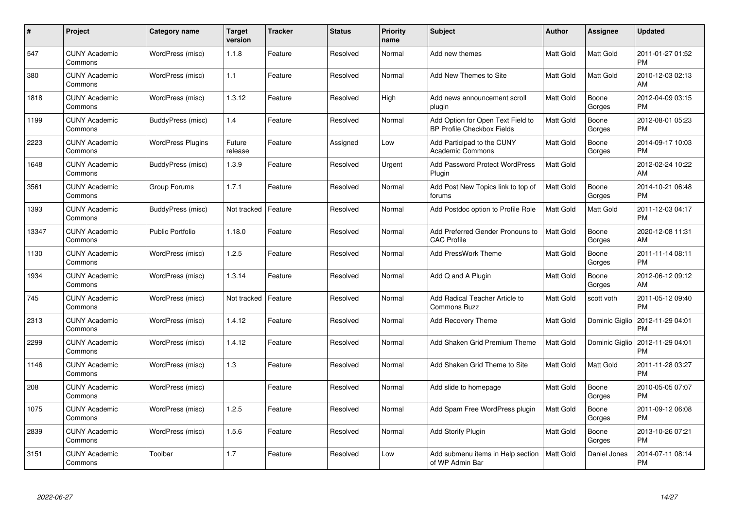| # | Project | Category name | Target version | Tracker | Status | Priority name | Subject | Author | Assignee | Updated |
|---|---|---|---|---|---|---|---|---|---|---|
| 547 | CUNY Academic Commons | WordPress (misc) | 1.1.8 | Feature | Resolved | Normal | Add new themes | Matt Gold | Matt Gold | 2011-01-27 01:52 PM |
| 380 | CUNY Academic Commons | WordPress (misc) | 1.1 | Feature | Resolved | Normal | Add New Themes to Site | Matt Gold | Matt Gold | 2010-12-03 02:13 AM |
| 1818 | CUNY Academic Commons | WordPress (misc) | 1.3.12 | Feature | Resolved | High | Add news announcement scroll plugin | Matt Gold | Boone Gorges | 2012-04-09 03:15 PM |
| 1199 | CUNY Academic Commons | BuddyPress (misc) | 1.4 | Feature | Resolved | Normal | Add Option for Open Text Field to BP Profile Checkbox Fields | Matt Gold | Boone Gorges | 2012-08-01 05:23 PM |
| 2223 | CUNY Academic Commons | WordPress Plugins | Future release | Feature | Assigned | Low | Add Participad to the CUNY Academic Commons | Matt Gold | Boone Gorges | 2014-09-17 10:03 PM |
| 1648 | CUNY Academic Commons | BuddyPress (misc) | 1.3.9 | Feature | Resolved | Urgent | Add Password Protect WordPress Plugin | Matt Gold | | 2012-02-24 10:22 AM |
| 3561 | CUNY Academic Commons | Group Forums | 1.7.1 | Feature | Resolved | Normal | Add Post New Topics link to top of forums | Matt Gold | Boone Gorges | 2014-10-21 06:48 PM |
| 1393 | CUNY Academic Commons | BuddyPress (misc) | Not tracked | Feature | Resolved | Normal | Add Postdoc option to Profile Role | Matt Gold | Matt Gold | 2011-12-03 04:17 PM |
| 13347 | CUNY Academic Commons | Public Portfolio | 1.18.0 | Feature | Resolved | Normal | Add Preferred Gender Pronouns to CAC Profile | Matt Gold | Boone Gorges | 2020-12-08 11:31 AM |
| 1130 | CUNY Academic Commons | WordPress (misc) | 1.2.5 | Feature | Resolved | Normal | Add PressWork Theme | Matt Gold | Boone Gorges | 2011-11-14 08:11 PM |
| 1934 | CUNY Academic Commons | WordPress (misc) | 1.3.14 | Feature | Resolved | Normal | Add Q and A Plugin | Matt Gold | Boone Gorges | 2012-06-12 09:12 AM |
| 745 | CUNY Academic Commons | WordPress (misc) | Not tracked | Feature | Resolved | Normal | Add Radical Teacher Article to Commons Buzz | Matt Gold | scott voth | 2011-05-12 09:40 PM |
| 2313 | CUNY Academic Commons | WordPress (misc) | 1.4.12 | Feature | Resolved | Normal | Add Recovery Theme | Matt Gold | Dominic Giglio | 2012-11-29 04:01 PM |
| 2299 | CUNY Academic Commons | WordPress (misc) | 1.4.12 | Feature | Resolved | Normal | Add Shaken Grid Premium Theme | Matt Gold | Dominic Giglio | 2012-11-29 04:01 PM |
| 1146 | CUNY Academic Commons | WordPress (misc) | 1.3 | Feature | Resolved | Normal | Add Shaken Grid Theme to Site | Matt Gold | Matt Gold | 2011-11-28 03:27 PM |
| 208 | CUNY Academic Commons | WordPress (misc) | | Feature | Resolved | Normal | Add slide to homepage | Matt Gold | Boone Gorges | 2010-05-05 07:07 PM |
| 1075 | CUNY Academic Commons | WordPress (misc) | 1.2.5 | Feature | Resolved | Normal | Add Spam Free WordPress plugin | Matt Gold | Boone Gorges | 2011-09-12 06:08 PM |
| 2839 | CUNY Academic Commons | WordPress (misc) | 1.5.6 | Feature | Resolved | Normal | Add Storify Plugin | Matt Gold | Boone Gorges | 2013-10-26 07:21 PM |
| 3151 | CUNY Academic Commons | Toolbar | 1.7 | Feature | Resolved | Low | Add submenu items in Help section of WP Admin Bar | Matt Gold | Daniel Jones | 2014-07-11 08:14 PM |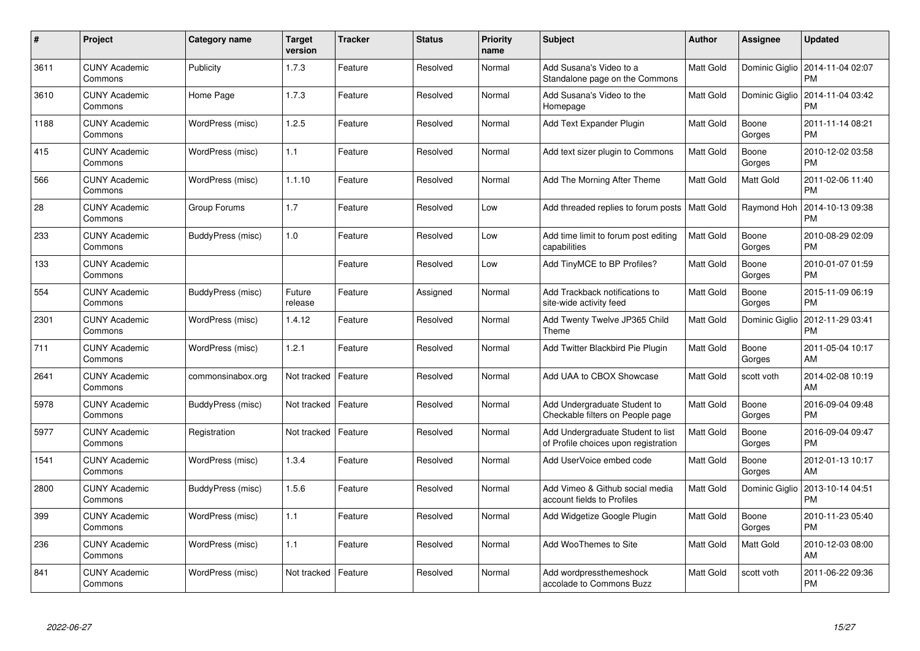| # | Project | Category name | Target version | Tracker | Status | Priority name | Subject | Author | Assignee | Updated |
|---|---|---|---|---|---|---|---|---|---|---|
| 3611 | CUNY Academic Commons | Publicity | 1.7.3 | Feature | Resolved | Normal | Add Susana's Video to a Standalone page on the Commons | Matt Gold | Dominic Giglio | 2014-11-04 02:07 PM |
| 3610 | CUNY Academic Commons | Home Page | 1.7.3 | Feature | Resolved | Normal | Add Susana's Video to the Homepage | Matt Gold | Dominic Giglio | 2014-11-04 03:42 PM |
| 1188 | CUNY Academic Commons | WordPress (misc) | 1.2.5 | Feature | Resolved | Normal | Add Text Expander Plugin | Matt Gold | Boone Gorges | 2011-11-14 08:21 PM |
| 415 | CUNY Academic Commons | WordPress (misc) | 1.1 | Feature | Resolved | Normal | Add text sizer plugin to Commons | Matt Gold | Boone Gorges | 2010-12-02 03:58 PM |
| 566 | CUNY Academic Commons | WordPress (misc) | 1.1.10 | Feature | Resolved | Normal | Add The Morning After Theme | Matt Gold | Matt Gold | 2011-02-06 11:40 PM |
| 28 | CUNY Academic Commons | Group Forums | 1.7 | Feature | Resolved | Low | Add threaded replies to forum posts | Matt Gold | Raymond Hoh | 2014-10-13 09:38 PM |
| 233 | CUNY Academic Commons | BuddyPress (misc) | 1.0 | Feature | Resolved | Low | Add time limit to forum post editing capabilities | Matt Gold | Boone Gorges | 2010-08-29 02:09 PM |
| 133 | CUNY Academic Commons | | | Feature | Resolved | Low | Add TinyMCE to BP Profiles? | Matt Gold | Boone Gorges | 2010-01-07 01:59 PM |
| 554 | CUNY Academic Commons | BuddyPress (misc) | Future release | Feature | Assigned | Normal | Add Trackback notifications to site-wide activity feed | Matt Gold | Boone Gorges | 2015-11-09 06:19 PM |
| 2301 | CUNY Academic Commons | WordPress (misc) | 1.4.12 | Feature | Resolved | Normal | Add Twenty Twelve JP365 Child Theme | Matt Gold | Dominic Giglio | 2012-11-29 03:41 PM |
| 711 | CUNY Academic Commons | WordPress (misc) | 1.2.1 | Feature | Resolved | Normal | Add Twitter Blackbird Pie Plugin | Matt Gold | Boone Gorges | 2011-05-04 10:17 AM |
| 2641 | CUNY Academic Commons | commonsinabox.org | Not tracked | Feature | Resolved | Normal | Add UAA to CBOX Showcase | Matt Gold | scott voth | 2014-02-08 10:19 AM |
| 5978 | CUNY Academic Commons | BuddyPress (misc) | Not tracked | Feature | Resolved | Normal | Add Undergraduate Student to Checkable filters on People page | Matt Gold | Boone Gorges | 2016-09-04 09:48 PM |
| 5977 | CUNY Academic Commons | Registration | Not tracked | Feature | Resolved | Normal | Add Undergraduate Student to list of Profile choices upon registration | Matt Gold | Boone Gorges | 2016-09-04 09:47 PM |
| 1541 | CUNY Academic Commons | WordPress (misc) | 1.3.4 | Feature | Resolved | Normal | Add UserVoice embed code | Matt Gold | Boone Gorges | 2012-01-13 10:17 AM |
| 2800 | CUNY Academic Commons | BuddyPress (misc) | 1.5.6 | Feature | Resolved | Normal | Add Vimeo & Github social media account fields to Profiles | Matt Gold | Dominic Giglio | 2013-10-14 04:51 PM |
| 399 | CUNY Academic Commons | WordPress (misc) | 1.1 | Feature | Resolved | Normal | Add Widgetize Google Plugin | Matt Gold | Boone Gorges | 2010-11-23 05:40 PM |
| 236 | CUNY Academic Commons | WordPress (misc) | 1.1 | Feature | Resolved | Normal | Add WooThemes to Site | Matt Gold | Matt Gold | 2010-12-03 08:00 AM |
| 841 | CUNY Academic Commons | WordPress (misc) | Not tracked | Feature | Resolved | Normal | Add wordpressthemeshock accolade to Commons Buzz | Matt Gold | scott voth | 2011-06-22 09:36 PM |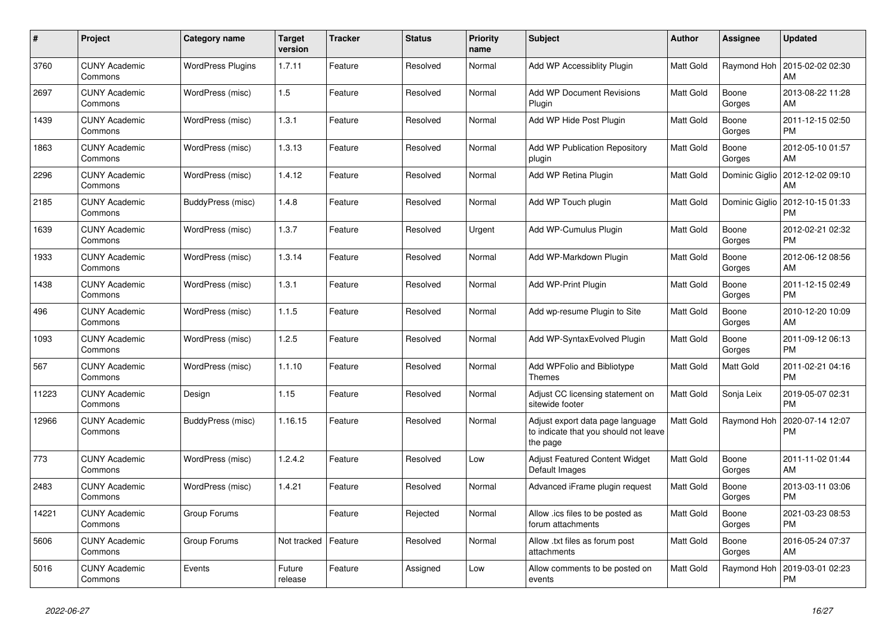| # | Project | Category name | Target version | Tracker | Status | Priority name | Subject | Author | Assignee | Updated |
|---|---|---|---|---|---|---|---|---|---|---|
| 3760 | CUNY Academic Commons | WordPress Plugins | 1.7.11 | Feature | Resolved | Normal | Add WP Accessiblity Plugin | Matt Gold | Raymond Hoh | 2015-02-02 02:30 AM |
| 2697 | CUNY Academic Commons | WordPress (misc) | 1.5 | Feature | Resolved | Normal | Add WP Document Revisions Plugin | Matt Gold | Boone Gorges | 2013-08-22 11:28 AM |
| 1439 | CUNY Academic Commons | WordPress (misc) | 1.3.1 | Feature | Resolved | Normal | Add WP Hide Post Plugin | Matt Gold | Boone Gorges | 2011-12-15 02:50 PM |
| 1863 | CUNY Academic Commons | WordPress (misc) | 1.3.13 | Feature | Resolved | Normal | Add WP Publication Repository plugin | Matt Gold | Boone Gorges | 2012-05-10 01:57 AM |
| 2296 | CUNY Academic Commons | WordPress (misc) | 1.4.12 | Feature | Resolved | Normal | Add WP Retina Plugin | Matt Gold | Dominic Giglio | 2012-12-02 09:10 AM |
| 2185 | CUNY Academic Commons | BuddyPress (misc) | 1.4.8 | Feature | Resolved | Normal | Add WP Touch plugin | Matt Gold | Dominic Giglio | 2012-10-15 01:33 PM |
| 1639 | CUNY Academic Commons | WordPress (misc) | 1.3.7 | Feature | Resolved | Urgent | Add WP-Cumulus Plugin | Matt Gold | Boone Gorges | 2012-02-21 02:32 PM |
| 1933 | CUNY Academic Commons | WordPress (misc) | 1.3.14 | Feature | Resolved | Normal | Add WP-Markdown Plugin | Matt Gold | Boone Gorges | 2012-06-12 08:56 AM |
| 1438 | CUNY Academic Commons | WordPress (misc) | 1.3.1 | Feature | Resolved | Normal | Add WP-Print Plugin | Matt Gold | Boone Gorges | 2011-12-15 02:49 PM |
| 496 | CUNY Academic Commons | WordPress (misc) | 1.1.5 | Feature | Resolved | Normal | Add wp-resume Plugin to Site | Matt Gold | Boone Gorges | 2010-12-20 10:09 AM |
| 1093 | CUNY Academic Commons | WordPress (misc) | 1.2.5 | Feature | Resolved | Normal | Add WP-SyntaxEvolved Plugin | Matt Gold | Boone Gorges | 2011-09-12 06:13 PM |
| 567 | CUNY Academic Commons | WordPress (misc) | 1.1.10 | Feature | Resolved | Normal | Add WPFolio and Bibliotype Themes | Matt Gold | Matt Gold | 2011-02-21 04:16 PM |
| 11223 | CUNY Academic Commons | Design | 1.15 | Feature | Resolved | Normal | Adjust CC licensing statement on sitewide footer | Matt Gold | Sonja Leix | 2019-05-07 02:31 PM |
| 12966 | CUNY Academic Commons | BuddyPress (misc) | 1.16.15 | Feature | Resolved | Normal | Adjust export data page language to indicate that you should not leave the page | Matt Gold | Raymond Hoh | 2020-07-14 12:07 PM |
| 773 | CUNY Academic Commons | WordPress (misc) | 1.2.4.2 | Feature | Resolved | Low | Adjust Featured Content Widget Default Images | Matt Gold | Boone Gorges | 2011-11-02 01:44 AM |
| 2483 | CUNY Academic Commons | WordPress (misc) | 1.4.21 | Feature | Resolved | Normal | Advanced iFrame plugin request | Matt Gold | Boone Gorges | 2013-03-11 03:06 PM |
| 14221 | CUNY Academic Commons | Group Forums | | Feature | Rejected | Normal | Allow .ics files to be posted as forum attachments | Matt Gold | Boone Gorges | 2021-03-23 08:53 PM |
| 5606 | CUNY Academic Commons | Group Forums | Not tracked | Feature | Resolved | Normal | Allow .txt files as forum post attachments | Matt Gold | Boone Gorges | 2016-05-24 07:37 AM |
| 5016 | CUNY Academic Commons | Events | Future release | Feature | Assigned | Low | Allow comments to be posted on events | Matt Gold | Raymond Hoh | 2019-03-01 02:23 PM |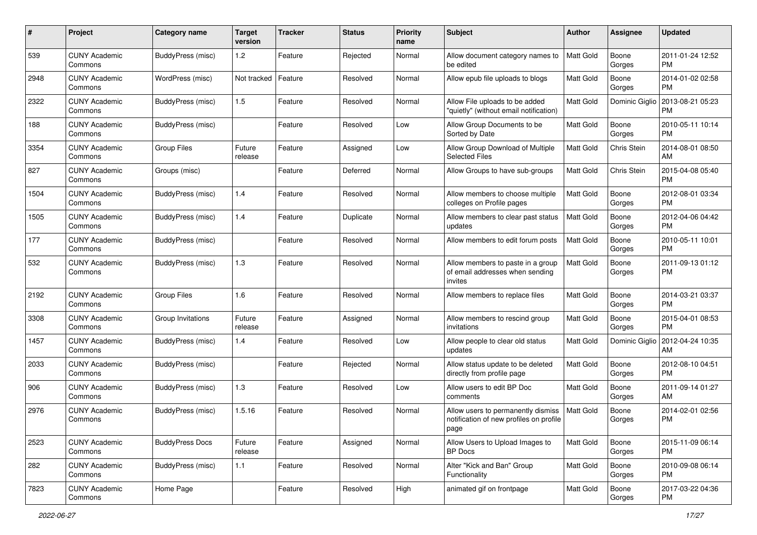| # | Project | Category name | Target version | Tracker | Status | Priority name | Subject | Author | Assignee | Updated |
|---|---|---|---|---|---|---|---|---|---|---|
| 539 | CUNY Academic Commons | BuddyPress (misc) | 1.2 | Feature | Rejected | Normal | Allow document category names to be edited | Matt Gold | Boone Gorges | 2011-01-24 12:52 PM |
| 2948 | CUNY Academic Commons | WordPress (misc) | Not tracked | Feature | Resolved | Normal | Allow epub file uploads to blogs | Matt Gold | Boone Gorges | 2014-01-02 02:58 PM |
| 2322 | CUNY Academic Commons | BuddyPress (misc) | 1.5 | Feature | Resolved | Normal | Allow File uploads to be added "quietly" (without email notification) | Matt Gold | Dominic Giglio | 2013-08-21 05:23 PM |
| 188 | CUNY Academic Commons | BuddyPress (misc) | | Feature | Resolved | Low | Allow Group Documents to be Sorted by Date | Matt Gold | Boone Gorges | 2010-05-11 10:14 PM |
| 3354 | CUNY Academic Commons | Group Files | Future release | Feature | Assigned | Low | Allow Group Download of Multiple Selected Files | Matt Gold | Chris Stein | 2014-08-01 08:50 AM |
| 827 | CUNY Academic Commons | Groups (misc) | | Feature | Deferred | Normal | Allow Groups to have sub-groups | Matt Gold | Chris Stein | 2015-04-08 05:40 PM |
| 1504 | CUNY Academic Commons | BuddyPress (misc) | 1.4 | Feature | Resolved | Normal | Allow members to choose multiple colleges on Profile pages | Matt Gold | Boone Gorges | 2012-08-01 03:34 PM |
| 1505 | CUNY Academic Commons | BuddyPress (misc) | 1.4 | Feature | Duplicate | Normal | Allow members to clear past status updates | Matt Gold | Boone Gorges | 2012-04-06 04:42 PM |
| 177 | CUNY Academic Commons | BuddyPress (misc) | | Feature | Resolved | Normal | Allow members to edit forum posts | Matt Gold | Boone Gorges | 2010-05-11 10:01 PM |
| 532 | CUNY Academic Commons | BuddyPress (misc) | 1.3 | Feature | Resolved | Normal | Allow members to paste in a group of email addresses when sending invites | Matt Gold | Boone Gorges | 2011-09-13 01:12 PM |
| 2192 | CUNY Academic Commons | Group Files | 1.6 | Feature | Resolved | Normal | Allow members to replace files | Matt Gold | Boone Gorges | 2014-03-21 03:37 PM |
| 3308 | CUNY Academic Commons | Group Invitations | Future release | Feature | Assigned | Normal | Allow members to rescind group invitations | Matt Gold | Boone Gorges | 2015-04-01 08:53 PM |
| 1457 | CUNY Academic Commons | BuddyPress (misc) | 1.4 | Feature | Resolved | Low | Allow people to clear old status updates | Matt Gold | Dominic Giglio | 2012-04-24 10:35 AM |
| 2033 | CUNY Academic Commons | BuddyPress (misc) | | Feature | Rejected | Normal | Allow status update to be deleted directly from profile page | Matt Gold | Boone Gorges | 2012-08-10 04:51 PM |
| 906 | CUNY Academic Commons | BuddyPress (misc) | 1.3 | Feature | Resolved | Low | Allow users to edit BP Doc comments | Matt Gold | Boone Gorges | 2011-09-14 01:27 AM |
| 2976 | CUNY Academic Commons | BuddyPress (misc) | 1.5.16 | Feature | Resolved | Normal | Allow users to permanently dismiss notification of new profiles on profile page | Matt Gold | Boone Gorges | 2014-02-01 02:56 PM |
| 2523 | CUNY Academic Commons | BuddyPress Docs | Future release | Feature | Assigned | Normal | Allow Users to Upload Images to BP Docs | Matt Gold | Boone Gorges | 2015-11-09 06:14 PM |
| 282 | CUNY Academic Commons | BuddyPress (misc) | 1.1 | Feature | Resolved | Normal | Alter "Kick and Ban" Group Functionality | Matt Gold | Boone Gorges | 2010-09-08 06:14 PM |
| 7823 | CUNY Academic Commons | Home Page | | Feature | Resolved | High | animated gif on frontpage | Matt Gold | Boone Gorges | 2017-03-22 04:36 PM |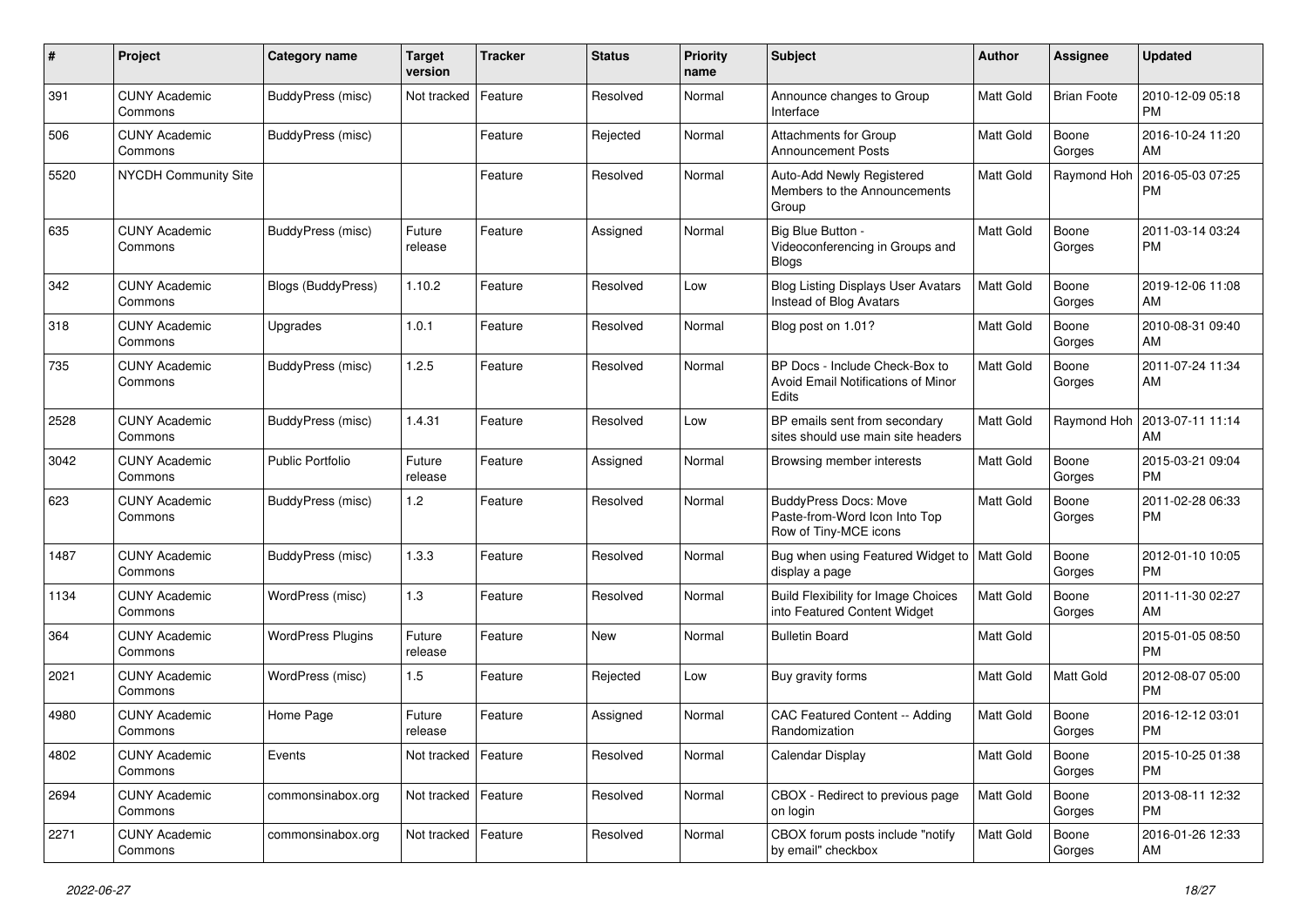| # | Project | Category name | Target version | Tracker | Status | Priority name | Subject | Author | Assignee | Updated |
|---|---|---|---|---|---|---|---|---|---|---|
| 391 | CUNY Academic Commons | BuddyPress (misc) | Not tracked | Feature | Resolved | Normal | Announce changes to Group Interface | Matt Gold | Brian Foote | 2010-12-09 05:18 PM |
| 506 | CUNY Academic Commons | BuddyPress (misc) | | Feature | Rejected | Normal | Attachments for Group Announcement Posts | Matt Gold | Boone Gorges | 2016-10-24 11:20 AM |
| 5520 | NYCDH Community Site | | | Feature | Resolved | Normal | Auto-Add Newly Registered Members to the Announcements Group | Matt Gold | Raymond Hoh | 2016-05-03 07:25 PM |
| 635 | CUNY Academic Commons | BuddyPress (misc) | Future release | Feature | Assigned | Normal | Big Blue Button - Videoconferencing in Groups and Blogs | Matt Gold | Boone Gorges | 2011-03-14 03:24 PM |
| 342 | CUNY Academic Commons | Blogs (BuddyPress) | 1.10.2 | Feature | Resolved | Low | Blog Listing Displays User Avatars Instead of Blog Avatars | Matt Gold | Boone Gorges | 2019-12-06 11:08 AM |
| 318 | CUNY Academic Commons | Upgrades | 1.0.1 | Feature | Resolved | Normal | Blog post on 1.01? | Matt Gold | Boone Gorges | 2010-08-31 09:40 AM |
| 735 | CUNY Academic Commons | BuddyPress (misc) | 1.2.5 | Feature | Resolved | Normal | BP Docs - Include Check-Box to Avoid Email Notifications of Minor Edits | Matt Gold | Boone Gorges | 2011-07-24 11:34 AM |
| 2528 | CUNY Academic Commons | BuddyPress (misc) | 1.4.31 | Feature | Resolved | Low | BP emails sent from secondary sites should use main site headers | Matt Gold | Raymond Hoh | 2013-07-11 11:14 AM |
| 3042 | CUNY Academic Commons | Public Portfolio | Future release | Feature | Assigned | Normal | Browsing member interests | Matt Gold | Boone Gorges | 2015-03-21 09:04 PM |
| 623 | CUNY Academic Commons | BuddyPress (misc) | 1.2 | Feature | Resolved | Normal | BuddyPress Docs: Move Paste-from-Word Icon Into Top Row of Tiny-MCE icons | Matt Gold | Boone Gorges | 2011-02-28 06:33 PM |
| 1487 | CUNY Academic Commons | BuddyPress (misc) | 1.3.3 | Feature | Resolved | Normal | Bug when using Featured Widget to display a page | Matt Gold | Boone Gorges | 2012-01-10 10:05 PM |
| 1134 | CUNY Academic Commons | WordPress (misc) | 1.3 | Feature | Resolved | Normal | Build Flexibility for Image Choices into Featured Content Widget | Matt Gold | Boone Gorges | 2011-11-30 02:27 AM |
| 364 | CUNY Academic Commons | WordPress Plugins | Future release | Feature | New | Normal | Bulletin Board | Matt Gold | | 2015-01-05 08:50 PM |
| 2021 | CUNY Academic Commons | WordPress (misc) | 1.5 | Feature | Rejected | Low | Buy gravity forms | Matt Gold | Matt Gold | 2012-08-07 05:00 PM |
| 4980 | CUNY Academic Commons | Home Page | Future release | Feature | Assigned | Normal | CAC Featured Content -- Adding Randomization | Matt Gold | Boone Gorges | 2016-12-12 03:01 PM |
| 4802 | CUNY Academic Commons | Events | Not tracked | Feature | Resolved | Normal | Calendar Display | Matt Gold | Boone Gorges | 2015-10-25 01:38 PM |
| 2694 | CUNY Academic Commons | commonsinabox.org | Not tracked | Feature | Resolved | Normal | CBOX - Redirect to previous page on login | Matt Gold | Boone Gorges | 2013-08-11 12:32 PM |
| 2271 | CUNY Academic Commons | commonsinabox.org | Not tracked | Feature | Resolved | Normal | CBOX forum posts include "notify by email" checkbox | Matt Gold | Boone Gorges | 2016-01-26 12:33 AM |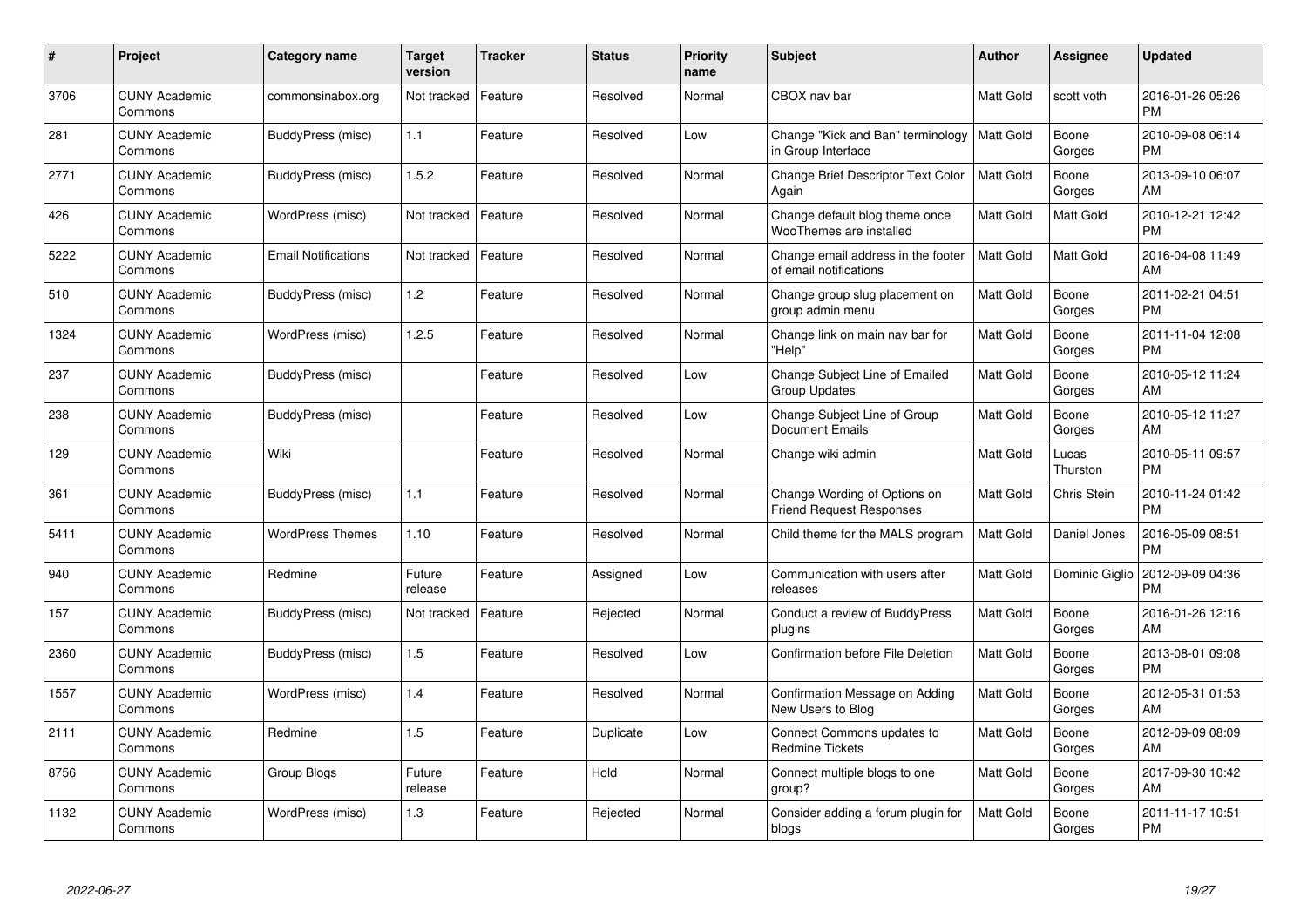| # | Project | Category name | Target version | Tracker | Status | Priority name | Subject | Author | Assignee | Updated |
|---|---|---|---|---|---|---|---|---|---|---|
| 3706 | CUNY Academic Commons | commonsinabox.org | Not tracked | Feature | Resolved | Normal | CBOX nav bar | Matt Gold | scott voth | 2016-01-26 05:26 PM |
| 281 | CUNY Academic Commons | BuddyPress (misc) | 1.1 | Feature | Resolved | Low | Change "Kick and Ban" terminology in Group Interface | Matt Gold | Boone Gorges | 2010-09-08 06:14 PM |
| 2771 | CUNY Academic Commons | BuddyPress (misc) | 1.5.2 | Feature | Resolved | Normal | Change Brief Descriptor Text Color Again | Matt Gold | Boone Gorges | 2013-09-10 06:07 AM |
| 426 | CUNY Academic Commons | WordPress (misc) | Not tracked | Feature | Resolved | Normal | Change default blog theme once WooThemes are installed | Matt Gold | Matt Gold | 2010-12-21 12:42 PM |
| 5222 | CUNY Academic Commons | Email Notifications | Not tracked | Feature | Resolved | Normal | Change email address in the footer of email notifications | Matt Gold | Matt Gold | 2016-04-08 11:49 AM |
| 510 | CUNY Academic Commons | BuddyPress (misc) | 1.2 | Feature | Resolved | Normal | Change group slug placement on group admin menu | Matt Gold | Boone Gorges | 2011-02-21 04:51 PM |
| 1324 | CUNY Academic Commons | WordPress (misc) | 1.2.5 | Feature | Resolved | Normal | Change link on main nav bar for "Help" | Matt Gold | Boone Gorges | 2011-11-04 12:08 PM |
| 237 | CUNY Academic Commons | BuddyPress (misc) | | Feature | Resolved | Low | Change Subject Line of Emailed Group Updates | Matt Gold | Boone Gorges | 2010-05-12 11:24 AM |
| 238 | CUNY Academic Commons | BuddyPress (misc) | | Feature | Resolved | Low | Change Subject Line of Group Document Emails | Matt Gold | Boone Gorges | 2010-05-12 11:27 AM |
| 129 | CUNY Academic Commons | Wiki | | Feature | Resolved | Normal | Change wiki admin | Matt Gold | Lucas Thurston | 2010-05-11 09:57 PM |
| 361 | CUNY Academic Commons | BuddyPress (misc) | 1.1 | Feature | Resolved | Normal | Change Wording of Options on Friend Request Responses | Matt Gold | Chris Stein | 2010-11-24 01:42 PM |
| 5411 | CUNY Academic Commons | WordPress Themes | 1.10 | Feature | Resolved | Normal | Child theme for the MALS program | Matt Gold | Daniel Jones | 2016-05-09 08:51 PM |
| 940 | CUNY Academic Commons | Redmine | Future release | Feature | Assigned | Low | Communication with users after releases | Matt Gold | Dominic Giglio | 2012-09-09 04:36 PM |
| 157 | CUNY Academic Commons | BuddyPress (misc) | Not tracked | Feature | Rejected | Normal | Conduct a review of BuddyPress plugins | Matt Gold | Boone Gorges | 2016-01-26 12:16 AM |
| 2360 | CUNY Academic Commons | BuddyPress (misc) | 1.5 | Feature | Resolved | Low | Confirmation before File Deletion | Matt Gold | Boone Gorges | 2013-08-01 09:08 PM |
| 1557 | CUNY Academic Commons | WordPress (misc) | 1.4 | Feature | Resolved | Normal | Confirmation Message on Adding New Users to Blog | Matt Gold | Boone Gorges | 2012-05-31 01:53 AM |
| 2111 | CUNY Academic Commons | Redmine | 1.5 | Feature | Duplicate | Low | Connect Commons updates to Redmine Tickets | Matt Gold | Boone Gorges | 2012-09-09 08:09 AM |
| 8756 | CUNY Academic Commons | Group Blogs | Future release | Feature | Hold | Normal | Connect multiple blogs to one group? | Matt Gold | Boone Gorges | 2017-09-30 10:42 AM |
| 1132 | CUNY Academic Commons | WordPress (misc) | 1.3 | Feature | Rejected | Normal | Consider adding a forum plugin for blogs | Matt Gold | Boone Gorges | 2011-11-17 10:51 PM |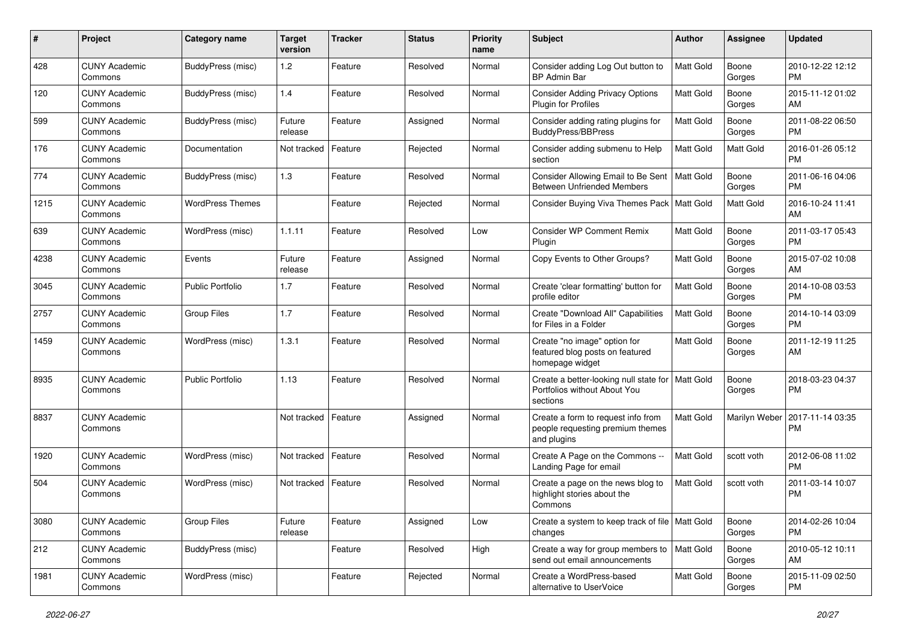| # | Project | Category name | Target version | Tracker | Status | Priority name | Subject | Author | Assignee | Updated |
|---|---|---|---|---|---|---|---|---|---|---|
| 428 | CUNY Academic Commons | BuddyPress (misc) | 1.2 | Feature | Resolved | Normal | Consider adding Log Out button to BP Admin Bar | Matt Gold | Boone Gorges | 2010-12-22 12:12 PM |
| 120 | CUNY Academic Commons | BuddyPress (misc) | 1.4 | Feature | Resolved | Normal | Consider Adding Privacy Options Plugin for Profiles | Matt Gold | Boone Gorges | 2015-11-12 01:02 AM |
| 599 | CUNY Academic Commons | BuddyPress (misc) | Future release | Feature | Assigned | Normal | Consider adding rating plugins for BuddyPress/BBPress | Matt Gold | Boone Gorges | 2011-08-22 06:50 PM |
| 176 | CUNY Academic Commons | Documentation | Not tracked | Feature | Rejected | Normal | Consider adding submenu to Help section | Matt Gold | Matt Gold | 2016-01-26 05:12 PM |
| 774 | CUNY Academic Commons | BuddyPress (misc) | 1.3 | Feature | Resolved | Normal | Consider Allowing Email to Be Sent Between Unfriended Members | Matt Gold | Boone Gorges | 2011-06-16 04:06 PM |
| 1215 | CUNY Academic Commons | WordPress Themes | | Feature | Rejected | Normal | Consider Buying Viva Themes Pack | Matt Gold | Matt Gold | 2016-10-24 11:41 AM |
| 639 | CUNY Academic Commons | WordPress (misc) | 1.1.11 | Feature | Resolved | Low | Consider WP Comment Remix Plugin | Matt Gold | Boone Gorges | 2011-03-17 05:43 PM |
| 4238 | CUNY Academic Commons | Events | Future release | Feature | Assigned | Normal | Copy Events to Other Groups? | Matt Gold | Boone Gorges | 2015-07-02 10:08 AM |
| 3045 | CUNY Academic Commons | Public Portfolio | 1.7 | Feature | Resolved | Normal | Create 'clear formatting' button for profile editor | Matt Gold | Boone Gorges | 2014-10-08 03:53 PM |
| 2757 | CUNY Academic Commons | Group Files | 1.7 | Feature | Resolved | Normal | Create "Download All" Capabilities for Files in a Folder | Matt Gold | Boone Gorges | 2014-10-14 03:09 PM |
| 1459 | CUNY Academic Commons | WordPress (misc) | 1.3.1 | Feature | Resolved | Normal | Create "no image" option for featured blog posts on featured homepage widget | Matt Gold | Boone Gorges | 2011-12-19 11:25 AM |
| 8935 | CUNY Academic Commons | Public Portfolio | 1.13 | Feature | Resolved | Normal | Create a better-looking null state for Portfolios without About You sections | Matt Gold | Boone Gorges | 2018-03-23 04:37 PM |
| 8837 | CUNY Academic Commons | | Not tracked | Feature | Assigned | Normal | Create a form to request info from people requesting premium themes and plugins | Matt Gold | Marilyn Weber | 2017-11-14 03:35 PM |
| 1920 | CUNY Academic Commons | WordPress (misc) | Not tracked | Feature | Resolved | Normal | Create A Page on the Commons -- Landing Page for email | Matt Gold | scott voth | 2012-06-08 11:02 PM |
| 504 | CUNY Academic Commons | WordPress (misc) | Not tracked | Feature | Resolved | Normal | Create a page on the news blog to highlight stories about the Commons | Matt Gold | scott voth | 2011-03-14 10:07 PM |
| 3080 | CUNY Academic Commons | Group Files | Future release | Feature | Assigned | Low | Create a system to keep track of file changes | Matt Gold | Boone Gorges | 2014-02-26 10:04 PM |
| 212 | CUNY Academic Commons | BuddyPress (misc) | | Feature | Resolved | High | Create a way for group members to send out email announcements | Matt Gold | Boone Gorges | 2010-05-12 10:11 AM |
| 1981 | CUNY Academic Commons | WordPress (misc) | | Feature | Rejected | Normal | Create a WordPress-based alternative to UserVoice | Matt Gold | Boone Gorges | 2015-11-09 02:50 PM |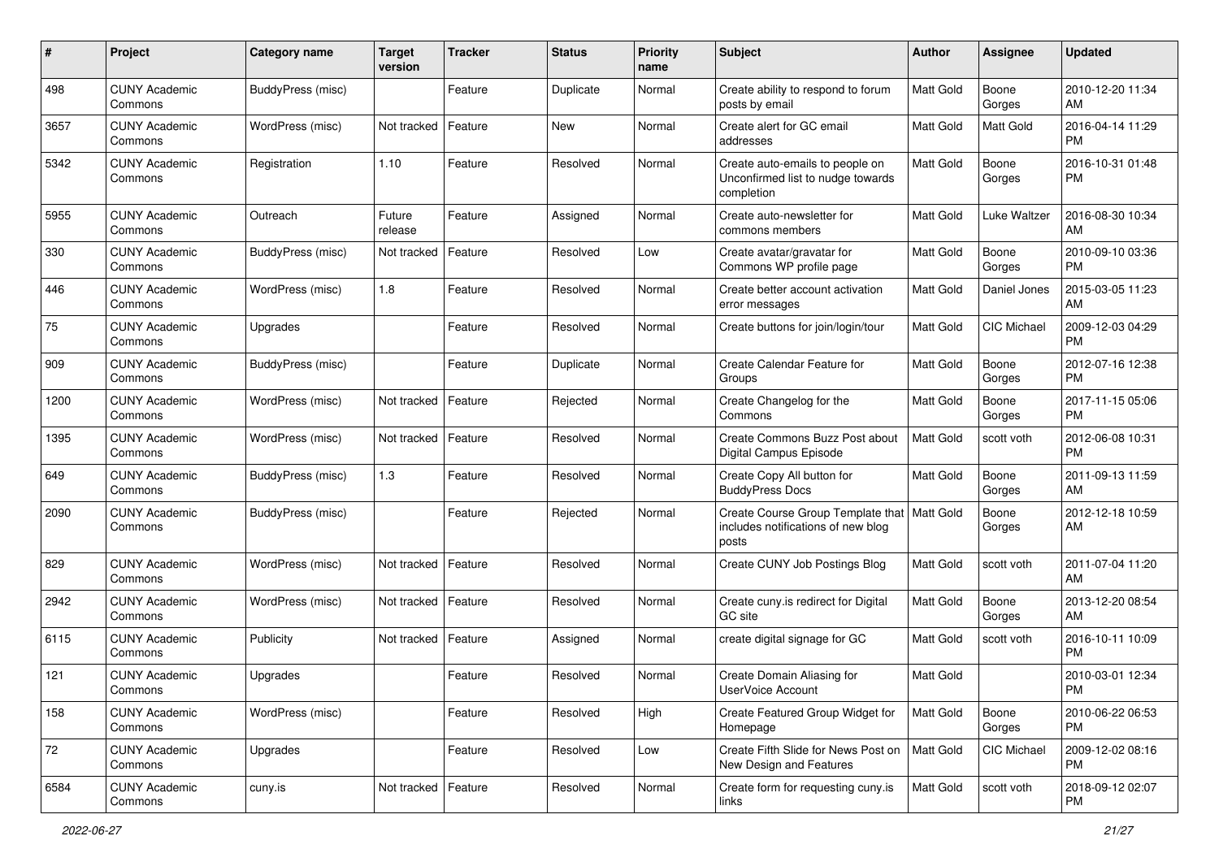| # | Project | Category name | Target version | Tracker | Status | Priority name | Subject | Author | Assignee | Updated |
|---|---|---|---|---|---|---|---|---|---|---|
| 498 | CUNY Academic Commons | BuddyPress (misc) | | Feature | Duplicate | Normal | Create ability to respond to forum posts by email | Matt Gold | Boone Gorges | 2010-12-20 11:34 AM |
| 3657 | CUNY Academic Commons | WordPress (misc) | Not tracked | Feature | New | Normal | Create alert for GC email addresses | Matt Gold | Matt Gold | 2016-04-14 11:29 PM |
| 5342 | CUNY Academic Commons | Registration | 1.10 | Feature | Resolved | Normal | Create auto-emails to people on Unconfirmed list to nudge towards completion | Matt Gold | Boone Gorges | 2016-10-31 01:48 PM |
| 5955 | CUNY Academic Commons | Outreach | Future release | Feature | Assigned | Normal | Create auto-newsletter for commons members | Matt Gold | Luke Waltzer | 2016-08-30 10:34 AM |
| 330 | CUNY Academic Commons | BuddyPress (misc) | Not tracked | Feature | Resolved | Low | Create avatar/gravatar for Commons WP profile page | Matt Gold | Boone Gorges | 2010-09-10 03:36 PM |
| 446 | CUNY Academic Commons | WordPress (misc) | 1.8 | Feature | Resolved | Normal | Create better account activation error messages | Matt Gold | Daniel Jones | 2015-03-05 11:23 AM |
| 75 | CUNY Academic Commons | Upgrades | | Feature | Resolved | Normal | Create buttons for join/login/tour | Matt Gold | CIC Michael | 2009-12-03 04:29 PM |
| 909 | CUNY Academic Commons | BuddyPress (misc) | | Feature | Duplicate | Normal | Create Calendar Feature for Groups | Matt Gold | Boone Gorges | 2012-07-16 12:38 PM |
| 1200 | CUNY Academic Commons | WordPress (misc) | Not tracked | Feature | Rejected | Normal | Create Changelog for the Commons | Matt Gold | Boone Gorges | 2017-11-15 05:06 PM |
| 1395 | CUNY Academic Commons | WordPress (misc) | Not tracked | Feature | Resolved | Normal | Create Commons Buzz Post about Digital Campus Episode | Matt Gold | scott voth | 2012-06-08 10:31 PM |
| 649 | CUNY Academic Commons | BuddyPress (misc) | 1.3 | Feature | Resolved | Normal | Create Copy All button for BuddyPress Docs | Matt Gold | Boone Gorges | 2011-09-13 11:59 AM |
| 2090 | CUNY Academic Commons | BuddyPress (misc) | | Feature | Rejected | Normal | Create Course Group Template that includes notifications of new blog posts | Matt Gold | Boone Gorges | 2012-12-18 10:59 AM |
| 829 | CUNY Academic Commons | WordPress (misc) | Not tracked | Feature | Resolved | Normal | Create CUNY Job Postings Blog | Matt Gold | scott voth | 2011-07-04 11:20 AM |
| 2942 | CUNY Academic Commons | WordPress (misc) | Not tracked | Feature | Resolved | Normal | Create cuny.is redirect for Digital GC site | Matt Gold | Boone Gorges | 2013-12-20 08:54 AM |
| 6115 | CUNY Academic Commons | Publicity | Not tracked | Feature | Assigned | Normal | create digital signage for GC | Matt Gold | scott voth | 2016-10-11 10:09 PM |
| 121 | CUNY Academic Commons | Upgrades | | Feature | Resolved | Normal | Create Domain Aliasing for UserVoice Account | Matt Gold | | 2010-03-01 12:34 PM |
| 158 | CUNY Academic Commons | WordPress (misc) | | Feature | Resolved | High | Create Featured Group Widget for Homepage | Matt Gold | Boone Gorges | 2010-06-22 06:53 PM |
| 72 | CUNY Academic Commons | Upgrades | | Feature | Resolved | Low | Create Fifth Slide for News Post on New Design and Features | Matt Gold | CIC Michael | 2009-12-02 08:16 PM |
| 6584 | CUNY Academic Commons | cuny.is | Not tracked | Feature | Resolved | Normal | Create form for requesting cuny.is links | Matt Gold | scott voth | 2018-09-12 02:07 PM |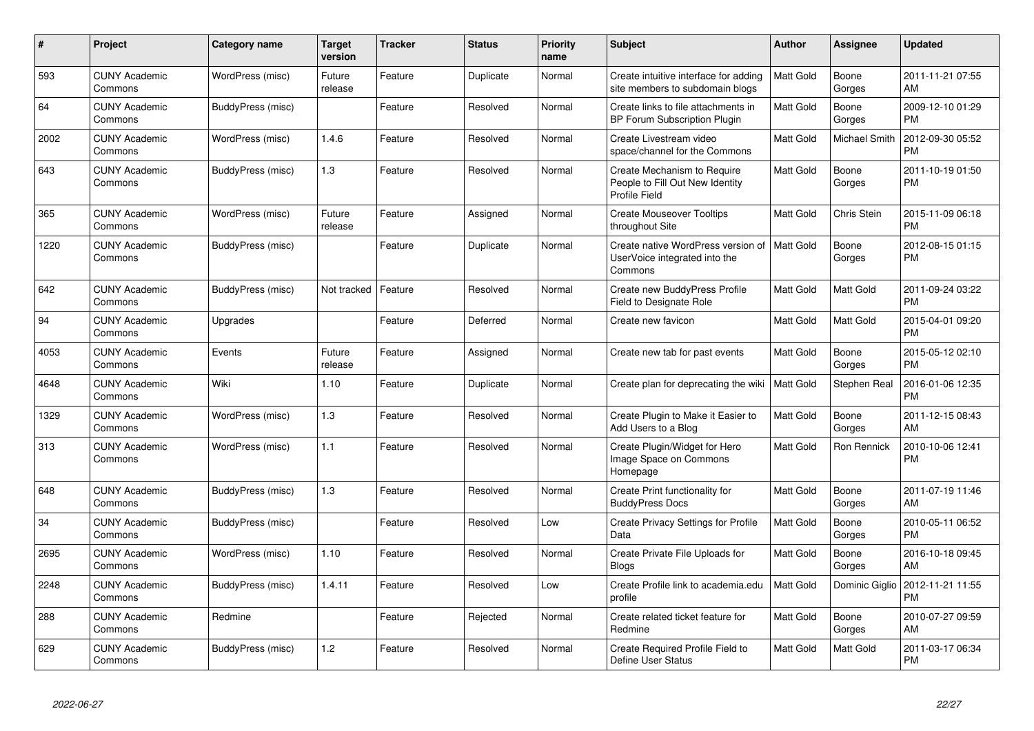| # | Project | Category name | Target version | Tracker | Status | Priority name | Subject | Author | Assignee | Updated |
|---|---|---|---|---|---|---|---|---|---|---|
| 593 | CUNY Academic Commons | WordPress (misc) | Future release | Feature | Duplicate | Normal | Create intuitive interface for adding site members to subdomain blogs | Matt Gold | Boone Gorges | 2011-11-21 07:55 AM |
| 64 | CUNY Academic Commons | BuddyPress (misc) | | Feature | Resolved | Normal | Create links to file attachments in BP Forum Subscription Plugin | Matt Gold | Boone Gorges | 2009-12-10 01:29 PM |
| 2002 | CUNY Academic Commons | WordPress (misc) | 1.4.6 | Feature | Resolved | Normal | Create Livestream video space/channel for the Commons | Matt Gold | Michael Smith | 2012-09-30 05:52 PM |
| 643 | CUNY Academic Commons | BuddyPress (misc) | 1.3 | Feature | Resolved | Normal | Create Mechanism to Require People to Fill Out New Identity Profile Field | Matt Gold | Boone Gorges | 2011-10-19 01:50 PM |
| 365 | CUNY Academic Commons | WordPress (misc) | Future release | Feature | Assigned | Normal | Create Mouseover Tooltips throughout Site | Matt Gold | Chris Stein | 2015-11-09 06:18 PM |
| 1220 | CUNY Academic Commons | BuddyPress (misc) | | Feature | Duplicate | Normal | Create native WordPress version of UserVoice integrated into the Commons | Matt Gold | Boone Gorges | 2012-08-15 01:15 PM |
| 642 | CUNY Academic Commons | BuddyPress (misc) | Not tracked | Feature | Resolved | Normal | Create new BuddyPress Profile Field to Designate Role | Matt Gold | Matt Gold | 2011-09-24 03:22 PM |
| 94 | CUNY Academic Commons | Upgrades | | Feature | Deferred | Normal | Create new favicon | Matt Gold | Matt Gold | 2015-04-01 09:20 PM |
| 4053 | CUNY Academic Commons | Events | Future release | Feature | Assigned | Normal | Create new tab for past events | Matt Gold | Boone Gorges | 2015-05-12 02:10 PM |
| 4648 | CUNY Academic Commons | Wiki | 1.10 | Feature | Duplicate | Normal | Create plan for deprecating the wiki | Matt Gold | Stephen Real | 2016-01-06 12:35 PM |
| 1329 | CUNY Academic Commons | WordPress (misc) | 1.3 | Feature | Resolved | Normal | Create Plugin to Make it Easier to Add Users to a Blog | Matt Gold | Boone Gorges | 2011-12-15 08:43 AM |
| 313 | CUNY Academic Commons | WordPress (misc) | 1.1 | Feature | Resolved | Normal | Create Plugin/Widget for Hero Image Space on Commons Homepage | Matt Gold | Ron Rennick | 2010-10-06 12:41 PM |
| 648 | CUNY Academic Commons | BuddyPress (misc) | 1.3 | Feature | Resolved | Normal | Create Print functionality for BuddyPress Docs | Matt Gold | Boone Gorges | 2011-07-19 11:46 AM |
| 34 | CUNY Academic Commons | BuddyPress (misc) | | Feature | Resolved | Low | Create Privacy Settings for Profile Data | Matt Gold | Boone Gorges | 2010-05-11 06:52 PM |
| 2695 | CUNY Academic Commons | WordPress (misc) | 1.10 | Feature | Resolved | Normal | Create Private File Uploads for Blogs | Matt Gold | Boone Gorges | 2016-10-18 09:45 AM |
| 2248 | CUNY Academic Commons | BuddyPress (misc) | 1.4.11 | Feature | Resolved | Low | Create Profile link to academia.edu profile | Matt Gold | Dominic Giglio | 2012-11-21 11:55 PM |
| 288 | CUNY Academic Commons | Redmine | | Feature | Rejected | Normal | Create related ticket feature for Redmine | Matt Gold | Boone Gorges | 2010-07-27 09:59 AM |
| 629 | CUNY Academic Commons | BuddyPress (misc) | 1.2 | Feature | Resolved | Normal | Create Required Profile Field to Define User Status | Matt Gold | Matt Gold | 2011-03-17 06:34 PM |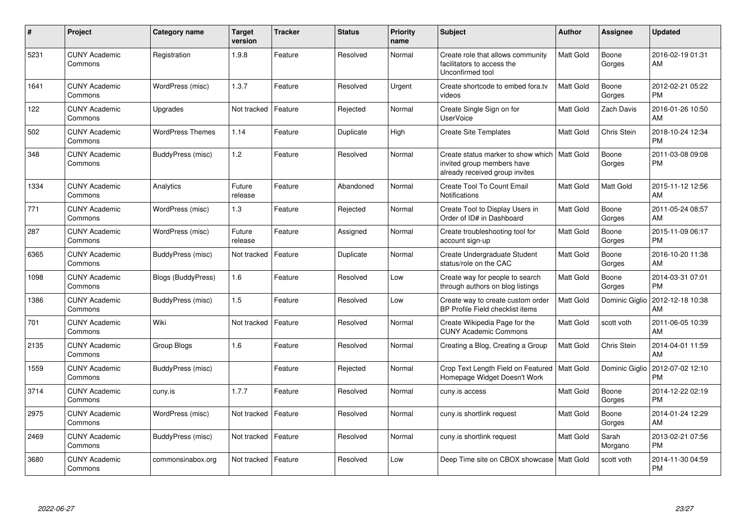| # | Project | Category name | Target version | Tracker | Status | Priority name | Subject | Author | Assignee | Updated |
|---|---|---|---|---|---|---|---|---|---|---|
| 5231 | CUNY Academic Commons | Registration | 1.9.8 | Feature | Resolved | Normal | Create role that allows community facilitators to access the Unconfirmed tool | Matt Gold | Boone Gorges | 2016-02-19 01:31 AM |
| 1641 | CUNY Academic Commons | WordPress (misc) | 1.3.7 | Feature | Resolved | Urgent | Create shortcode to embed fora.tv videos | Matt Gold | Boone Gorges | 2012-02-21 05:22 PM |
| 122 | CUNY Academic Commons | Upgrades | Not tracked | Feature | Rejected | Normal | Create Single Sign on for UserVoice | Matt Gold | Zach Davis | 2016-01-26 10:50 AM |
| 502 | CUNY Academic Commons | WordPress Themes | 1.14 | Feature | Duplicate | High | Create Site Templates | Matt Gold | Chris Stein | 2018-10-24 12:34 PM |
| 348 | CUNY Academic Commons | BuddyPress (misc) | 1.2 | Feature | Resolved | Normal | Create status marker to show which invited group members have already received group invites | Matt Gold | Boone Gorges | 2011-03-08 09:08 PM |
| 1334 | CUNY Academic Commons | Analytics | Future release | Feature | Abandoned | Normal | Create Tool To Count Email Notifications | Matt Gold | Matt Gold | 2015-11-12 12:56 AM |
| 771 | CUNY Academic Commons | WordPress (misc) | 1.3 | Feature | Rejected | Normal | Create Tool to Display Users in Order of ID# in Dashboard | Matt Gold | Boone Gorges | 2011-05-24 08:57 AM |
| 287 | CUNY Academic Commons | WordPress (misc) | Future release | Feature | Assigned | Normal | Create troubleshooting tool for account sign-up | Matt Gold | Boone Gorges | 2015-11-09 06:17 PM |
| 6365 | CUNY Academic Commons | BuddyPress (misc) | Not tracked | Feature | Duplicate | Normal | Create Undergraduate Student status/role on the CAC | Matt Gold | Boone Gorges | 2016-10-20 11:38 AM |
| 1098 | CUNY Academic Commons | Blogs (BuddyPress) | 1.6 | Feature | Resolved | Low | Create way for people to search through authors on blog listings | Matt Gold | Boone Gorges | 2014-03-31 07:01 PM |
| 1386 | CUNY Academic Commons | BuddyPress (misc) | 1.5 | Feature | Resolved | Low | Create way to create custom order BP Profile Field checklist items | Matt Gold | Dominic Giglio | 2012-12-18 10:38 AM |
| 701 | CUNY Academic Commons | Wiki | Not tracked | Feature | Resolved | Normal | Create Wikipedia Page for the CUNY Academic Commons | Matt Gold | scott voth | 2011-06-05 10:39 AM |
| 2135 | CUNY Academic Commons | Group Blogs | 1.6 | Feature | Resolved | Normal | Creating a Blog, Creating a Group | Matt Gold | Chris Stein | 2014-04-01 11:59 AM |
| 1559 | CUNY Academic Commons | BuddyPress (misc) | | Feature | Rejected | Normal | Crop Text Length Field on Featured Homepage Widget Doesn't Work | Matt Gold | Dominic Giglio | 2012-07-02 12:10 PM |
| 3714 | CUNY Academic Commons | cuny.is | 1.7.7 | Feature | Resolved | Normal | cuny.is access | Matt Gold | Boone Gorges | 2014-12-22 02:19 PM |
| 2975 | CUNY Academic Commons | WordPress (misc) | Not tracked | Feature | Resolved | Normal | cuny.is shortlink request | Matt Gold | Boone Gorges | 2014-01-24 12:29 AM |
| 2469 | CUNY Academic Commons | BuddyPress (misc) | Not tracked | Feature | Resolved | Normal | cuny.is shortlink request | Matt Gold | Sarah Morgano | 2013-02-21 07:56 PM |
| 3680 | CUNY Academic Commons | commonsinabox.org | Not tracked | Feature | Resolved | Low | Deep Time site on CBOX showcase | Matt Gold | scott voth | 2014-11-30 04:59 PM |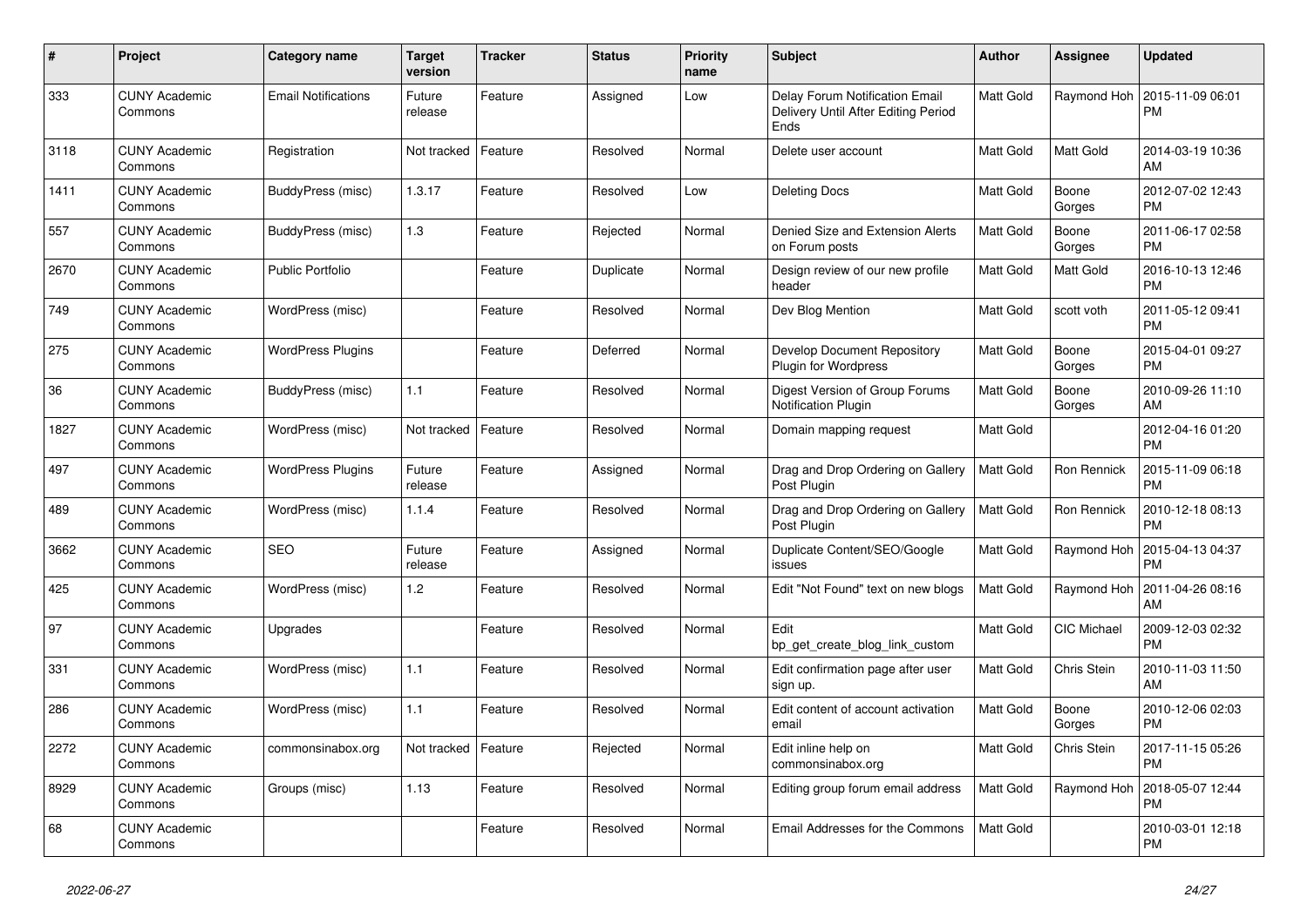| # | Project | Category name | Target version | Tracker | Status | Priority name | Subject | Author | Assignee | Updated |
|---|---|---|---|---|---|---|---|---|---|---|
| 333 | CUNY Academic Commons | Email Notifications | Future release | Feature | Assigned | Low | Delay Forum Notification Email Delivery Until After Editing Period Ends | Matt Gold | Raymond Hoh | 2015-11-09 06:01 PM |
| 3118 | CUNY Academic Commons | Registration | Not tracked | Feature | Resolved | Normal | Delete user account | Matt Gold | Matt Gold | 2014-03-19 10:36 AM |
| 1411 | CUNY Academic Commons | BuddyPress (misc) | 1.3.17 | Feature | Resolved | Low | Deleting Docs | Matt Gold | Boone Gorges | 2012-07-02 12:43 PM |
| 557 | CUNY Academic Commons | BuddyPress (misc) | 1.3 | Feature | Rejected | Normal | Denied Size and Extension Alerts on Forum posts | Matt Gold | Boone Gorges | 2011-06-17 02:58 PM |
| 2670 | CUNY Academic Commons | Public Portfolio | | Feature | Duplicate | Normal | Design review of our new profile header | Matt Gold | Matt Gold | 2016-10-13 12:46 PM |
| 749 | CUNY Academic Commons | WordPress (misc) | | Feature | Resolved | Normal | Dev Blog Mention | Matt Gold | scott voth | 2011-05-12 09:41 PM |
| 275 | CUNY Academic Commons | WordPress Plugins | | Feature | Deferred | Normal | Develop Document Repository Plugin for Wordpress | Matt Gold | Boone Gorges | 2015-04-01 09:27 PM |
| 36 | CUNY Academic Commons | BuddyPress (misc) | 1.1 | Feature | Resolved | Normal | Digest Version of Group Forums Notification Plugin | Matt Gold | Boone Gorges | 2010-09-26 11:10 AM |
| 1827 | CUNY Academic Commons | WordPress (misc) | Not tracked | Feature | Resolved | Normal | Domain mapping request | Matt Gold | | 2012-04-16 01:20 PM |
| 497 | CUNY Academic Commons | WordPress Plugins | Future release | Feature | Assigned | Normal | Drag and Drop Ordering on Gallery Post Plugin | Matt Gold | Ron Rennick | 2015-11-09 06:18 PM |
| 489 | CUNY Academic Commons | WordPress (misc) | 1.1.4 | Feature | Resolved | Normal | Drag and Drop Ordering on Gallery Post Plugin | Matt Gold | Ron Rennick | 2010-12-18 08:13 PM |
| 3662 | CUNY Academic Commons | SEO | Future release | Feature | Assigned | Normal | Duplicate Content/SEO/Google issues | Matt Gold | Raymond Hoh | 2015-04-13 04:37 PM |
| 425 | CUNY Academic Commons | WordPress (misc) | 1.2 | Feature | Resolved | Normal | Edit "Not Found" text on new blogs | Matt Gold | Raymond Hoh | 2011-04-26 08:16 AM |
| 97 | CUNY Academic Commons | Upgrades | | Feature | Resolved | Normal | Edit bp_get_create_blog_link_custom | Matt Gold | CIC Michael | 2009-12-03 02:32 PM |
| 331 | CUNY Academic Commons | WordPress (misc) | 1.1 | Feature | Resolved | Normal | Edit confirmation page after user sign up. | Matt Gold | Chris Stein | 2010-11-03 11:50 AM |
| 286 | CUNY Academic Commons | WordPress (misc) | 1.1 | Feature | Resolved | Normal | Edit content of account activation email | Matt Gold | Boone Gorges | 2010-12-06 02:03 PM |
| 2272 | CUNY Academic Commons | commonsinabox.org | Not tracked | Feature | Rejected | Normal | Edit inline help on commonsinabox.org | Matt Gold | Chris Stein | 2017-11-15 05:26 PM |
| 8929 | CUNY Academic Commons | Groups (misc) | 1.13 | Feature | Resolved | Normal | Editing group forum email address | Matt Gold | Raymond Hoh | 2018-05-07 12:44 PM |
| 68 | CUNY Academic Commons | | | Feature | Resolved | Normal | Email Addresses for the Commons | Matt Gold | | 2010-03-01 12:18 PM |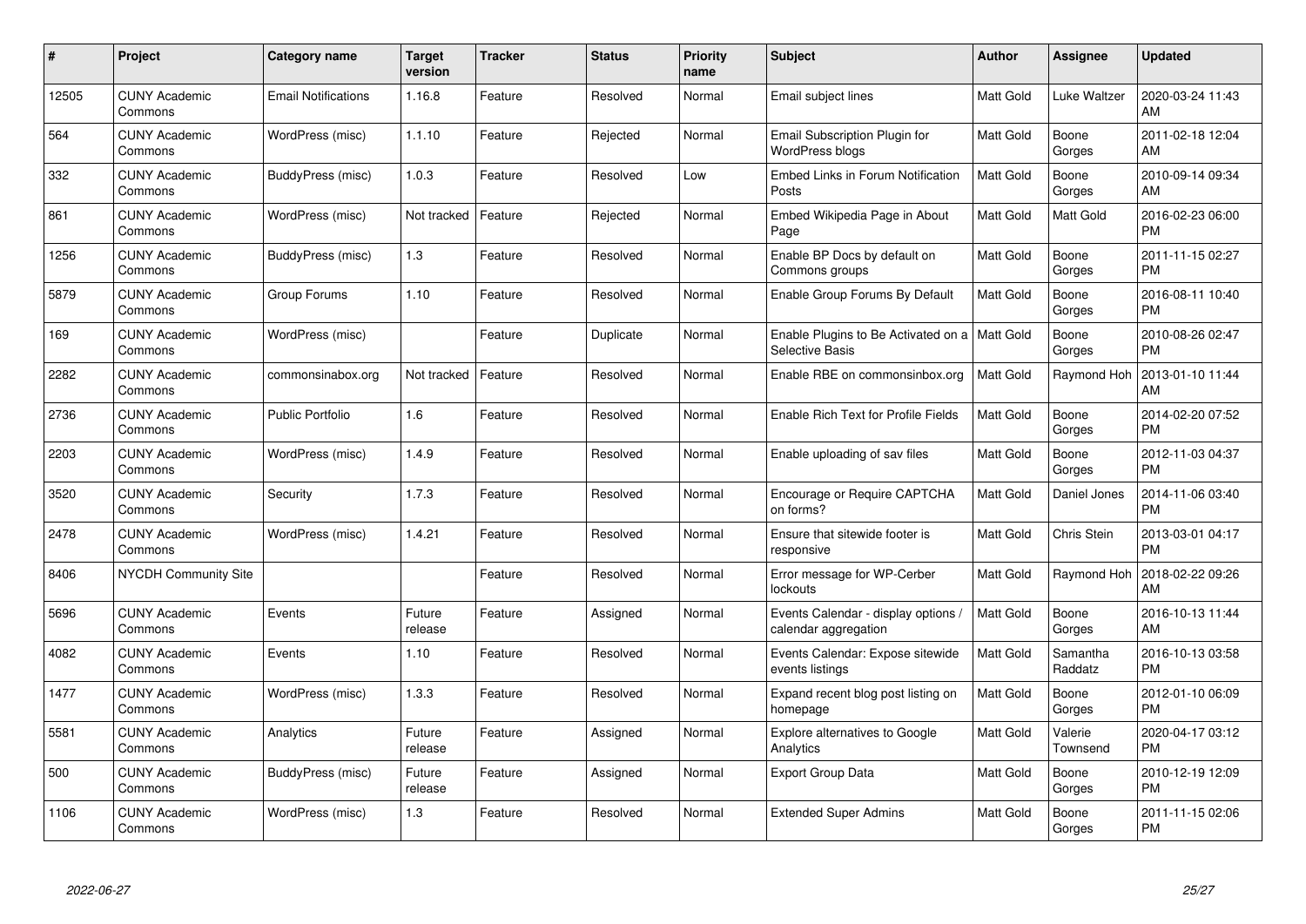| # | Project | Category name | Target version | Tracker | Status | Priority name | Subject | Author | Assignee | Updated |
|---|---|---|---|---|---|---|---|---|---|---|
| 12505 | CUNY Academic Commons | Email Notifications | 1.16.8 | Feature | Resolved | Normal | Email subject lines | Matt Gold | Luke Waltzer | 2020-03-24 11:43 AM |
| 564 | CUNY Academic Commons | WordPress (misc) | 1.1.10 | Feature | Rejected | Normal | Email Subscription Plugin for WordPress blogs | Matt Gold | Boone Gorges | 2011-02-18 12:04 AM |
| 332 | CUNY Academic Commons | BuddyPress (misc) | 1.0.3 | Feature | Resolved | Low | Embed Links in Forum Notification Posts | Matt Gold | Boone Gorges | 2010-09-14 09:34 AM |
| 861 | CUNY Academic Commons | WordPress (misc) | Not tracked | Feature | Rejected | Normal | Embed Wikipedia Page in About Page | Matt Gold | Matt Gold | 2016-02-23 06:00 PM |
| 1256 | CUNY Academic Commons | BuddyPress (misc) | 1.3 | Feature | Resolved | Normal | Enable BP Docs by default on Commons groups | Matt Gold | Boone Gorges | 2011-11-15 02:27 PM |
| 5879 | CUNY Academic Commons | Group Forums | 1.10 | Feature | Resolved | Normal | Enable Group Forums By Default | Matt Gold | Boone Gorges | 2016-08-11 10:40 PM |
| 169 | CUNY Academic Commons | WordPress (misc) | | Feature | Duplicate | Normal | Enable Plugins to Be Activated on a Selective Basis | Matt Gold | Boone Gorges | 2010-08-26 02:47 PM |
| 2282 | CUNY Academic Commons | commonsinabox.org | Not tracked | Feature | Resolved | Normal | Enable RBE on commonsinbox.org | Matt Gold | Raymond Hoh | 2013-01-10 11:44 AM |
| 2736 | CUNY Academic Commons | Public Portfolio | 1.6 | Feature | Resolved | Normal | Enable Rich Text for Profile Fields | Matt Gold | Boone Gorges | 2014-02-20 07:52 PM |
| 2203 | CUNY Academic Commons | WordPress (misc) | 1.4.9 | Feature | Resolved | Normal | Enable uploading of sav files | Matt Gold | Boone Gorges | 2012-11-03 04:37 PM |
| 3520 | CUNY Academic Commons | Security | 1.7.3 | Feature | Resolved | Normal | Encourage or Require CAPTCHA on forms? | Matt Gold | Daniel Jones | 2014-11-06 03:40 PM |
| 2478 | CUNY Academic Commons | WordPress (misc) | 1.4.21 | Feature | Resolved | Normal | Ensure that sitewide footer is responsive | Matt Gold | Chris Stein | 2013-03-01 04:17 PM |
| 8406 | NYCDH Community Site | | | Feature | Resolved | Normal | Error message for WP-Cerber lockouts | Matt Gold | Raymond Hoh | 2018-02-22 09:26 AM |
| 5696 | CUNY Academic Commons | Events | Future release | Feature | Assigned | Normal | Events Calendar - display options / calendar aggregation | Matt Gold | Boone Gorges | 2016-10-13 11:44 AM |
| 4082 | CUNY Academic Commons | Events | 1.10 | Feature | Resolved | Normal | Events Calendar: Expose sitewide events listings | Matt Gold | Samantha Raddatz | 2016-10-13 03:58 PM |
| 1477 | CUNY Academic Commons | WordPress (misc) | 1.3.3 | Feature | Resolved | Normal | Expand recent blog post listing on homepage | Matt Gold | Boone Gorges | 2012-01-10 06:09 PM |
| 5581 | CUNY Academic Commons | Analytics | Future release | Feature | Assigned | Normal | Explore alternatives to Google Analytics | Matt Gold | Valerie Townsend | 2020-04-17 03:12 PM |
| 500 | CUNY Academic Commons | BuddyPress (misc) | Future release | Feature | Assigned | Normal | Export Group Data | Matt Gold | Boone Gorges | 2010-12-19 12:09 PM |
| 1106 | CUNY Academic Commons | WordPress (misc) | 1.3 | Feature | Resolved | Normal | Extended Super Admins | Matt Gold | Boone Gorges | 2011-11-15 02:06 PM |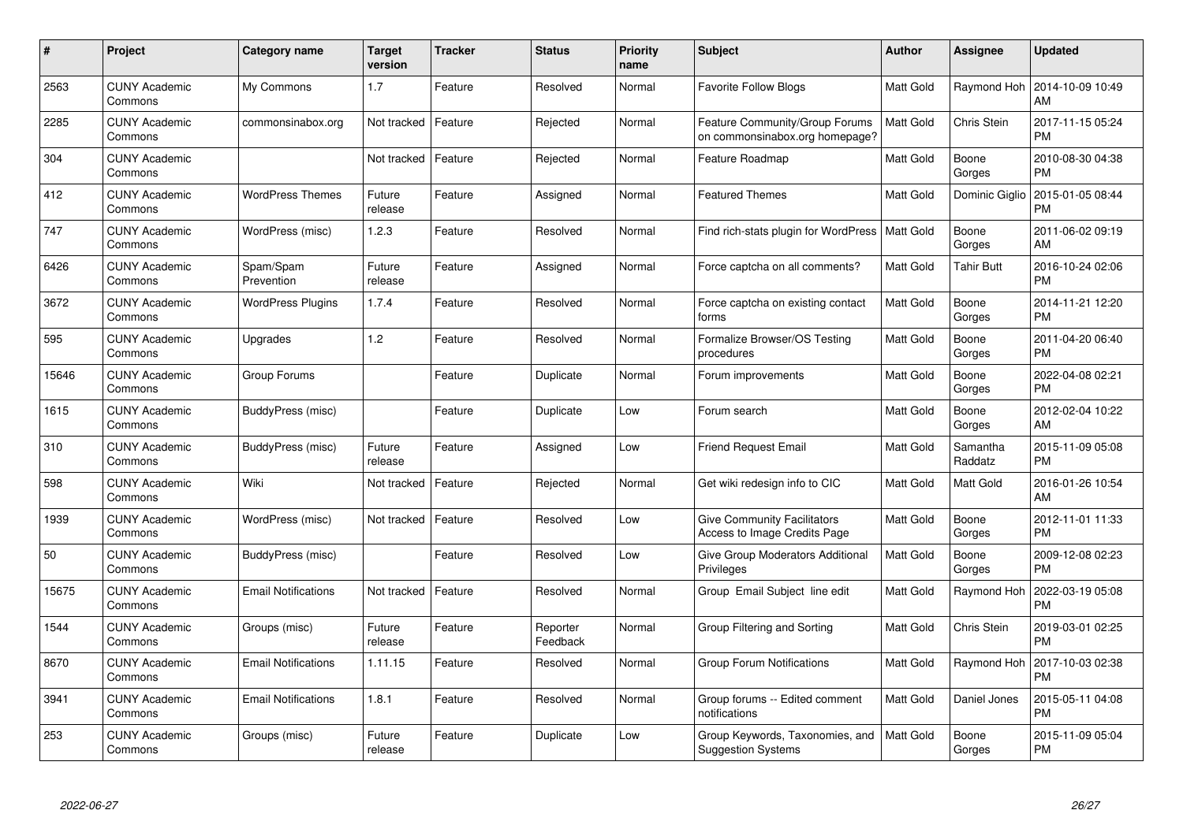| # | Project | Category name | Target version | Tracker | Status | Priority name | Subject | Author | Assignee | Updated |
|---|---|---|---|---|---|---|---|---|---|---|
| 2563 | CUNY Academic Commons | My Commons | 1.7 | Feature | Resolved | Normal | Favorite Follow Blogs | Matt Gold | Raymond Hoh | 2014-10-09 10:49 AM |
| 2285 | CUNY Academic Commons | commonsinabox.org | Not tracked | Feature | Rejected | Normal | Feature Community/Group Forums on commonsinabox.org homepage? | Matt Gold | Chris Stein | 2017-11-15 05:24 PM |
| 304 | CUNY Academic Commons | | Not tracked | Feature | Rejected | Normal | Feature Roadmap | Matt Gold | Boone Gorges | 2010-08-30 04:38 PM |
| 412 | CUNY Academic Commons | WordPress Themes | Future release | Feature | Assigned | Normal | Featured Themes | Matt Gold | Dominic Giglio | 2015-01-05 08:44 PM |
| 747 | CUNY Academic Commons | WordPress (misc) | 1.2.3 | Feature | Resolved | Normal | Find rich-stats plugin for WordPress | Matt Gold | Boone Gorges | 2011-06-02 09:19 AM |
| 6426 | CUNY Academic Commons | Spam/Spam Prevention | Future release | Feature | Assigned | Normal | Force captcha on all comments? | Matt Gold | Tahir Butt | 2016-10-24 02:06 PM |
| 3672 | CUNY Academic Commons | WordPress Plugins | 1.7.4 | Feature | Resolved | Normal | Force captcha on existing contact forms | Matt Gold | Boone Gorges | 2014-11-21 12:20 PM |
| 595 | CUNY Academic Commons | Upgrades | 1.2 | Feature | Resolved | Normal | Formalize Browser/OS Testing procedures | Matt Gold | Boone Gorges | 2011-04-20 06:40 PM |
| 15646 | CUNY Academic Commons | Group Forums | | Feature | Duplicate | Normal | Forum improvements | Matt Gold | Boone Gorges | 2022-04-08 02:21 PM |
| 1615 | CUNY Academic Commons | BuddyPress (misc) | | Feature | Duplicate | Low | Forum search | Matt Gold | Boone Gorges | 2012-02-04 10:22 AM |
| 310 | CUNY Academic Commons | BuddyPress (misc) | Future release | Feature | Assigned | Low | Friend Request Email | Matt Gold | Samantha Raddatz | 2015-11-09 05:08 PM |
| 598 | CUNY Academic Commons | Wiki | Not tracked | Feature | Rejected | Normal | Get wiki redesign info to CIC | Matt Gold | Matt Gold | 2016-01-26 10:54 AM |
| 1939 | CUNY Academic Commons | WordPress (misc) | Not tracked | Feature | Resolved | Low | Give Community Facilitators Access to Image Credits Page | Matt Gold | Boone Gorges | 2012-11-01 11:33 PM |
| 50 | CUNY Academic Commons | BuddyPress (misc) | | Feature | Resolved | Low | Give Group Moderators Additional Privileges | Matt Gold | Boone Gorges | 2009-12-08 02:23 PM |
| 15675 | CUNY Academic Commons | Email Notifications | Not tracked | Feature | Resolved | Normal | Group Email Subject line edit | Matt Gold | Raymond Hoh | 2022-03-19 05:08 PM |
| 1544 | CUNY Academic Commons | Groups (misc) | Future release | Feature | Reporter Feedback | Normal | Group Filtering and Sorting | Matt Gold | Chris Stein | 2019-03-01 02:25 PM |
| 8670 | CUNY Academic Commons | Email Notifications | 1.11.15 | Feature | Resolved | Normal | Group Forum Notifications | Matt Gold | Raymond Hoh | 2017-10-03 02:38 PM |
| 3941 | CUNY Academic Commons | Email Notifications | 1.8.1 | Feature | Resolved | Normal | Group forums -- Edited comment notifications | Matt Gold | Daniel Jones | 2015-05-11 04:08 PM |
| 253 | CUNY Academic Commons | Groups (misc) | Future release | Feature | Duplicate | Low | Group Keywords, Taxonomies, and Suggestion Systems | Matt Gold | Boone Gorges | 2015-11-09 05:04 PM |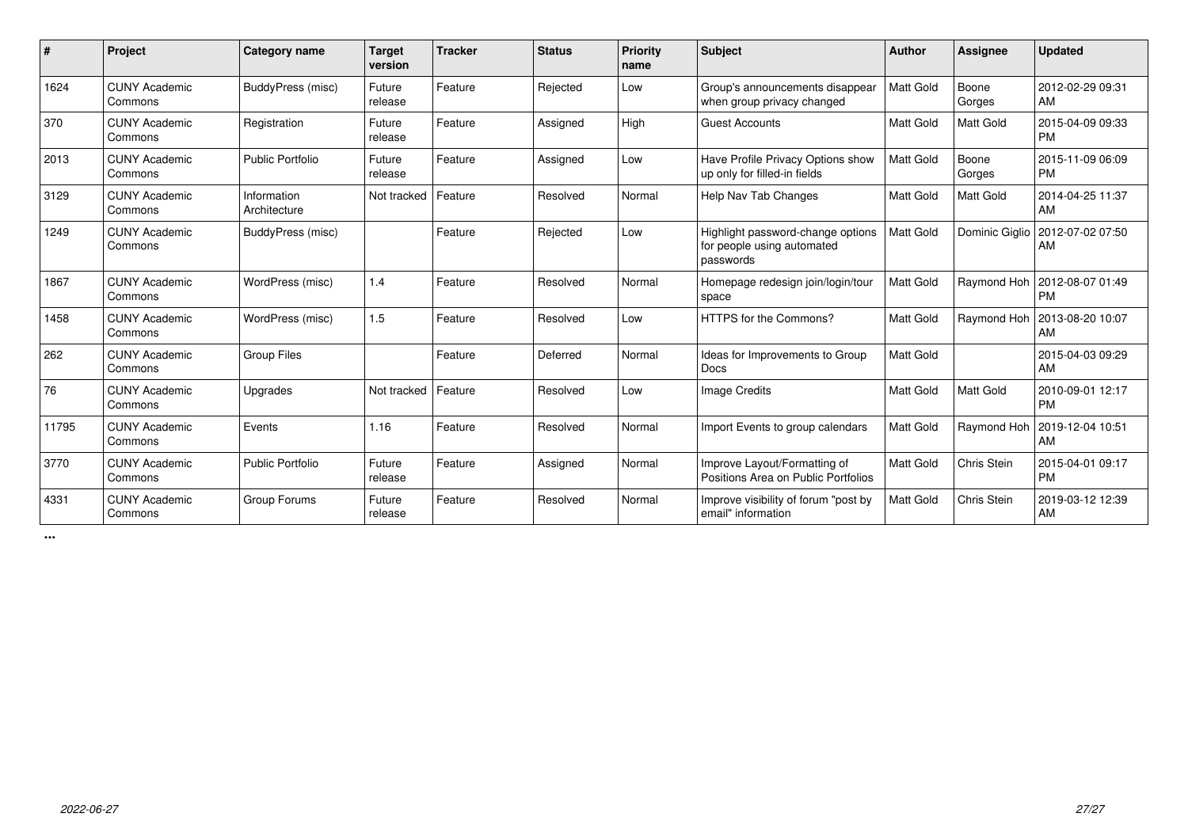| # | Project | Category name | Target version | Tracker | Status | Priority name | Subject | Author | Assignee | Updated |
|---|---|---|---|---|---|---|---|---|---|---|
| 1624 | CUNY Academic Commons | BuddyPress (misc) | Future release | Feature | Rejected | Low | Group's announcements disappear when group privacy changed | Matt Gold | Boone Gorges | 2012-02-29 09:31 AM |
| 370 | CUNY Academic Commons | Registration | Future release | Feature | Assigned | High | Guest Accounts | Matt Gold | Matt Gold | 2015-04-09 09:33 PM |
| 2013 | CUNY Academic Commons | Public Portfolio | Future release | Feature | Assigned | Low | Have Profile Privacy Options show up only for filled-in fields | Matt Gold | Boone Gorges | 2015-11-09 06:09 PM |
| 3129 | CUNY Academic Commons | Information Architecture | Not tracked | Feature | Resolved | Normal | Help Nav Tab Changes | Matt Gold | Matt Gold | 2014-04-25 11:37 AM |
| 1249 | CUNY Academic Commons | BuddyPress (misc) | | Feature | Rejected | Low | Highlight password-change options for people using automated passwords | Matt Gold | Dominic Giglio | 2012-07-02 07:50 AM |
| 1867 | CUNY Academic Commons | WordPress (misc) | 1.4 | Feature | Resolved | Normal | Homepage redesign join/login/tour space | Matt Gold | Raymond Hoh | 2012-08-07 01:49 PM |
| 1458 | CUNY Academic Commons | WordPress (misc) | 1.5 | Feature | Resolved | Low | HTTPS for the Commons? | Matt Gold | Raymond Hoh | 2013-08-20 10:07 AM |
| 262 | CUNY Academic Commons | Group Files | | Feature | Deferred | Normal | Ideas for Improvements to Group Docs | Matt Gold | | 2015-04-03 09:29 AM |
| 76 | CUNY Academic Commons | Upgrades | Not tracked | Feature | Resolved | Low | Image Credits | Matt Gold | Matt Gold | 2010-09-01 12:17 PM |
| 11795 | CUNY Academic Commons | Events | 1.16 | Feature | Resolved | Normal | Import Events to group calendars | Matt Gold | Raymond Hoh | 2019-12-04 10:51 AM |
| 3770 | CUNY Academic Commons | Public Portfolio | Future release | Feature | Assigned | Normal | Improve Layout/Formatting of Positions Area on Public Portfolios | Matt Gold | Chris Stein | 2015-04-01 09:17 PM |
| 4331 | CUNY Academic Commons | Group Forums | Future release | Feature | Resolved | Normal | Improve visibility of forum "post by email" information | Matt Gold | Chris Stein | 2019-03-12 12:39 AM |

...